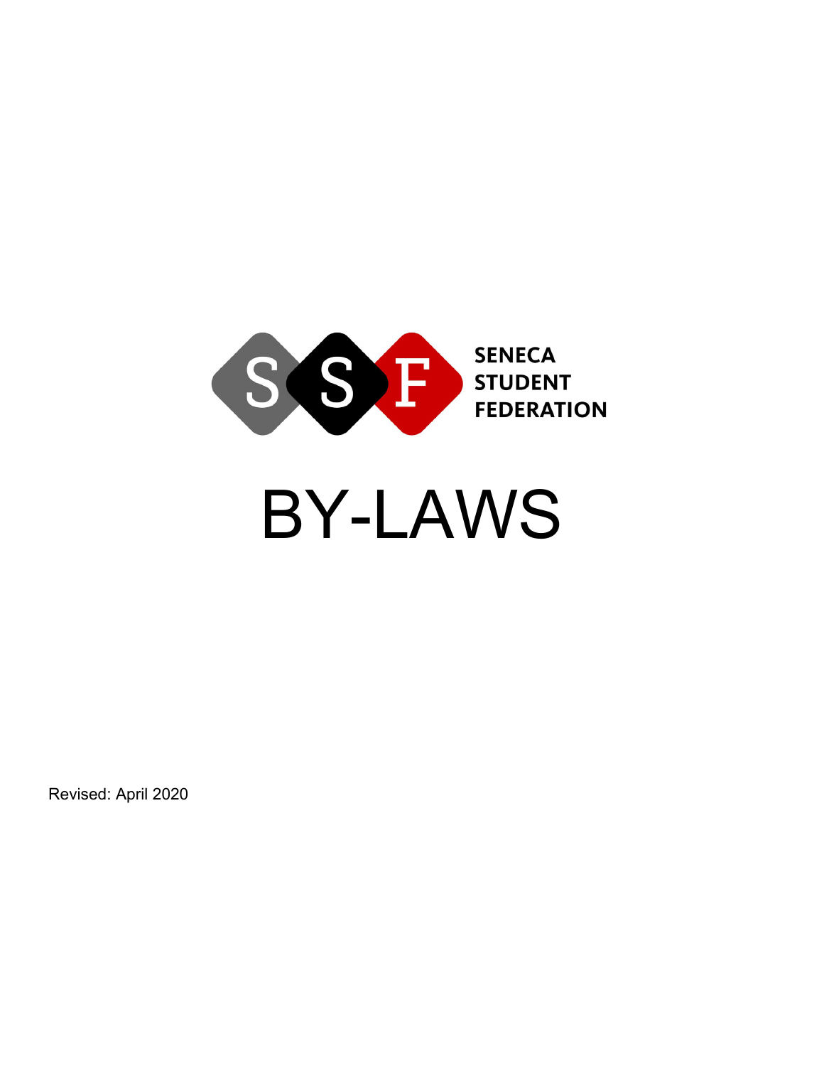SSF SENECA STUDENT FEDERATION

# BY-LAWS

Revised: April 2020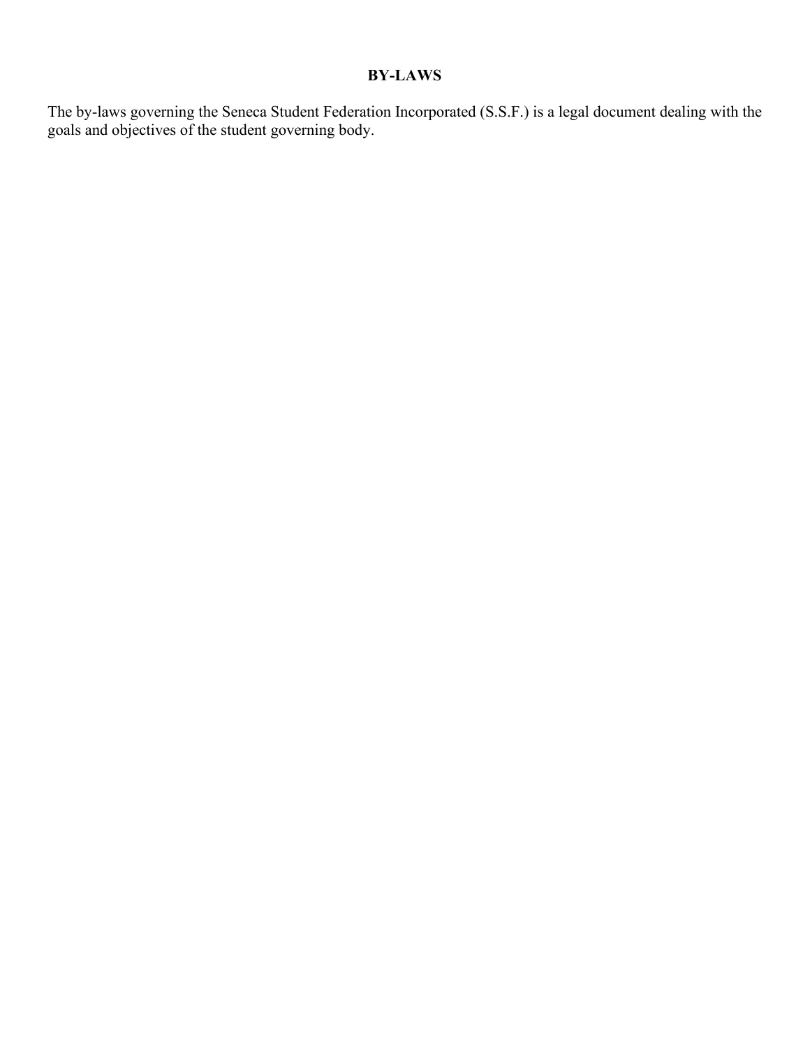# BY-LAWS

The by-laws governing the Seneca Student Federation Incorporated (S.S.F.) is a legal document dealing with the goals and objectives of the student governing body.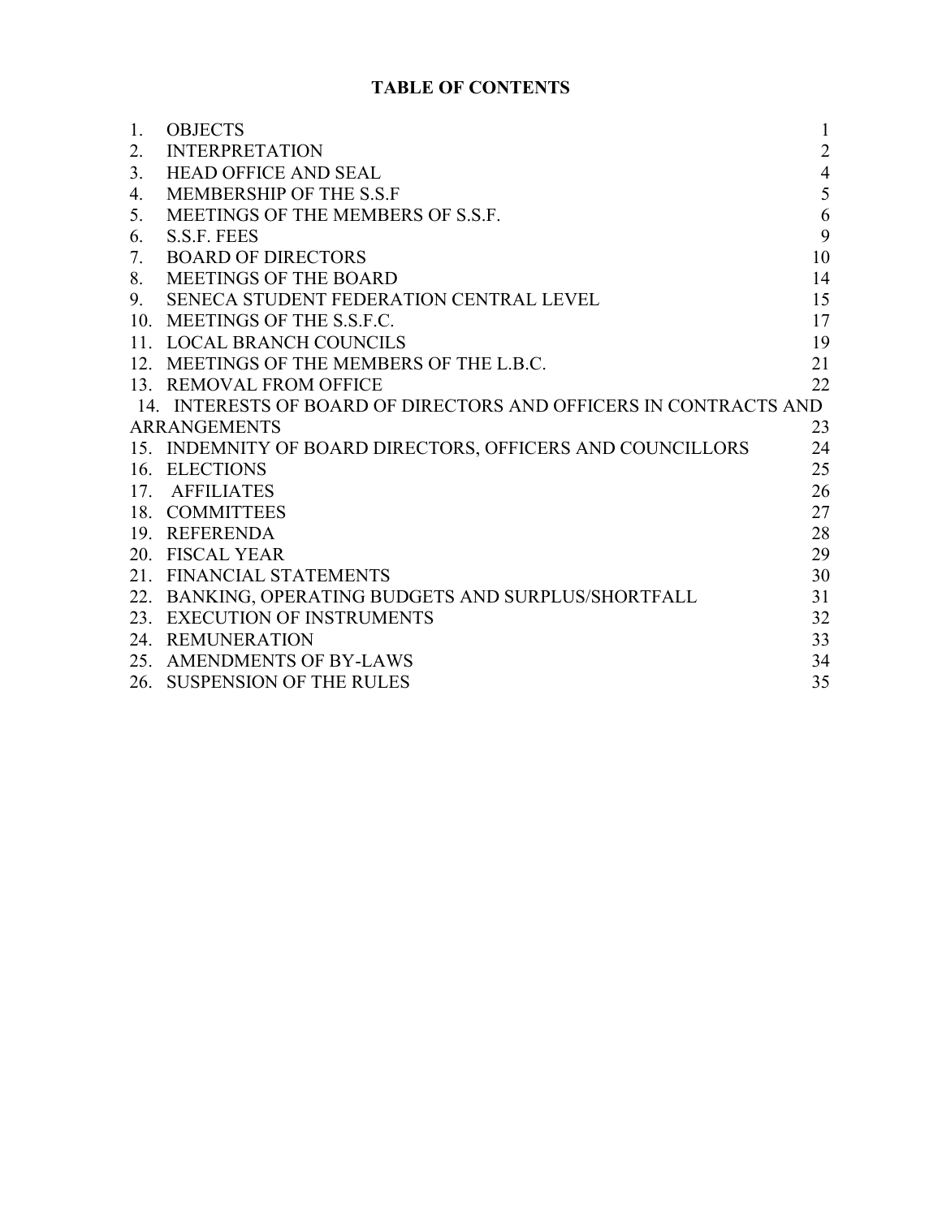# TABLE OF CONTENTS

| | | |
|---|---|---|
| 1. | OBJECTS | 1 |
| 2. | INTERPRETATION | 2 |
| 3. | HEAD OFFICE AND SEAL | 4 |
| 4. | MEMBERSHIP OF THE S.S.F | 5 |
| 5. | MEETINGS OF THE MEMBERS OF S.S.F. | 6 |
| 6. | S.S.F. FEES | 9 |
| 7. | BOARD OF DIRECTORS | 10 |
| 8. | MEETINGS OF THE BOARD | 14 |
| 9. | SENECA STUDENT FEDERATION CENTRAL LEVEL | 15 |
| 10. | MEETINGS OF THE S.S.F.C. | 17 |
| 11. | LOCAL BRANCH COUNCILS | 19 |
| 12. | MEETINGS OF THE MEMBERS OF THE L.B.C. | 21 |
| 13. | REMOVAL FROM OFFICE | 22 |
| 14. | INTERESTS OF BOARD OF DIRECTORS AND OFFICERS IN CONTRACTS AND ARRANGEMENTS | 23 |
| 15. | INDEMNITY OF BOARD DIRECTORS, OFFICERS AND COUNCILLORS | 24 |
| 16. | ELECTIONS | 25 |
| 17. | AFFILIATES | 26 |
| 18. | COMMITTEES | 27 |
| 19. | REFERENDA | 28 |
| 20. | FISCAL YEAR | 29 |
| 21. | FINANCIAL STATEMENTS | 30 |
| 22. | BANKING, OPERATING BUDGETS AND SURPLUS/SHORTFALL | 31 |
| 23. | EXECUTION OF INSTRUMENTS | 32 |
| 24. | REMUNERATION | 33 |
| 25. | AMENDMENTS OF BY-LAWS | 34 |
| 26. | SUSPENSION OF THE RULES | 35 |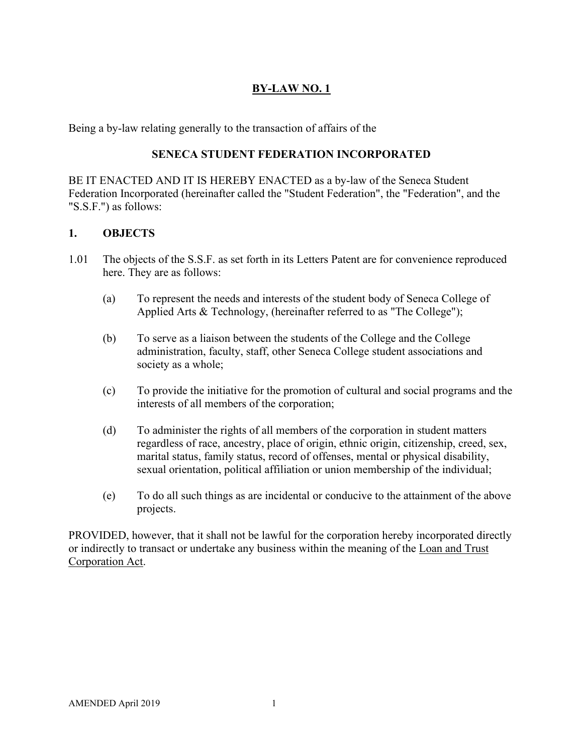# BY-LAW NO. 1

Being a by-law relating generally to the transaction of affairs of the

**SENECA STUDENT FEDERATION INCORPORATED**

BE IT ENACTED AND IT IS HEREBY ENACTED as a by-law of the Seneca Student Federation Incorporated (hereinafter called the "Student Federation", the "Federation", and the "S.S.F.") as follows:

## 1. OBJECTS

1.01 The objects of the S.S.F. as set forth in its Letters Patent are for convenience reproduced here. They are as follows:

(a) To represent the needs and interests of the student body of Seneca College of Applied Arts & Technology, (hereinafter referred to as "The College");

(b) To serve as a liaison between the students of the College and the College administration, faculty, staff, other Seneca College student associations and society as a whole;

(c) To provide the initiative for the promotion of cultural and social programs and the interests of all members of the corporation;

(d) To administer the rights of all members of the corporation in student matters regardless of race, ancestry, place of origin, ethnic origin, citizenship, creed, sex, marital status, family status, record of offenses, mental or physical disability, sexual orientation, political affiliation or union membership of the individual;

(e) To do all such things as are incidental or conducive to the attainment of the above projects.

PROVIDED, however, that it shall not be lawful for the corporation hereby incorporated directly or indirectly to transact or undertake any business within the meaning of the Loan and Trust Corporation Act.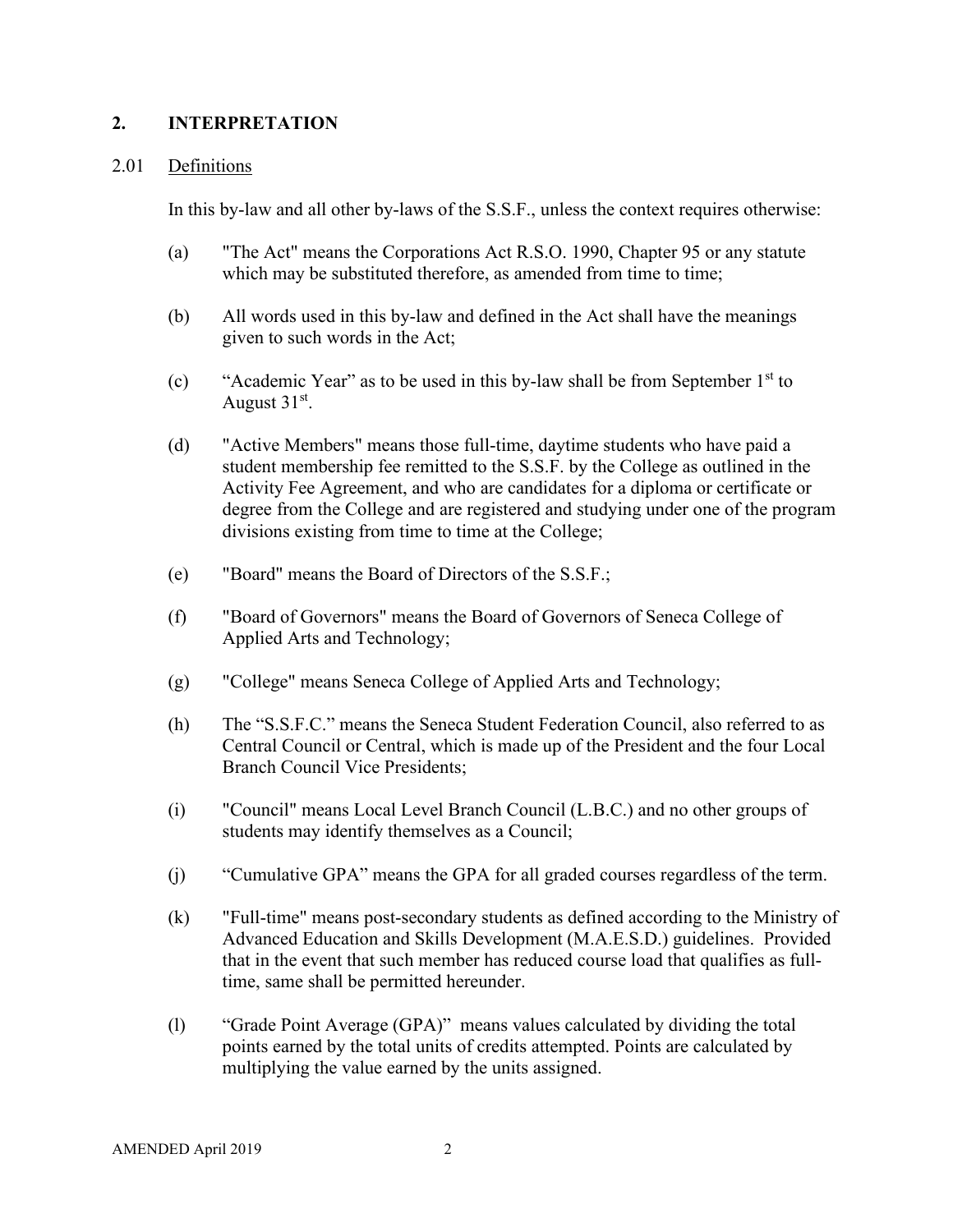## 2. INTERPRETATION

### 2.01 Definitions

In this by-law and all other by-laws of the S.S.F., unless the context requires otherwise:

(a) "The Act" means the Corporations Act R.S.O. 1990, Chapter 95 or any statute which may be substituted therefore, as amended from time to time;

(b) All words used in this by-law and defined in the Act shall have the meanings given to such words in the Act;

(c) "Academic Year" as to be used in this by-law shall be from September 1st to August 31st.

(d) "Active Members" means those full-time, daytime students who have paid a student membership fee remitted to the S.S.F. by the College as outlined in the Activity Fee Agreement, and who are candidates for a diploma or certificate or degree from the College and are registered and studying under one of the program divisions existing from time to time at the College;

(e) "Board" means the Board of Directors of the S.S.F.;

(f) "Board of Governors" means the Board of Governors of Seneca College of Applied Arts and Technology;

(g) "College" means Seneca College of Applied Arts and Technology;

(h) The "S.S.F.C." means the Seneca Student Federation Council, also referred to as Central Council or Central, which is made up of the President and the four Local Branch Council Vice Presidents;

(i) "Council" means Local Level Branch Council (L.B.C.) and no other groups of students may identify themselves as a Council;

(j) "Cumulative GPA" means the GPA for all graded courses regardless of the term.

(k) "Full-time" means post-secondary students as defined according to the Ministry of Advanced Education and Skills Development (M.A.E.S.D.) guidelines. Provided that in the event that such member has reduced course load that qualifies as full-time, same shall be permitted hereunder.

(l) "Grade Point Average (GPA)" means values calculated by dividing the total points earned by the total units of credits attempted. Points are calculated by multiplying the value earned by the units assigned.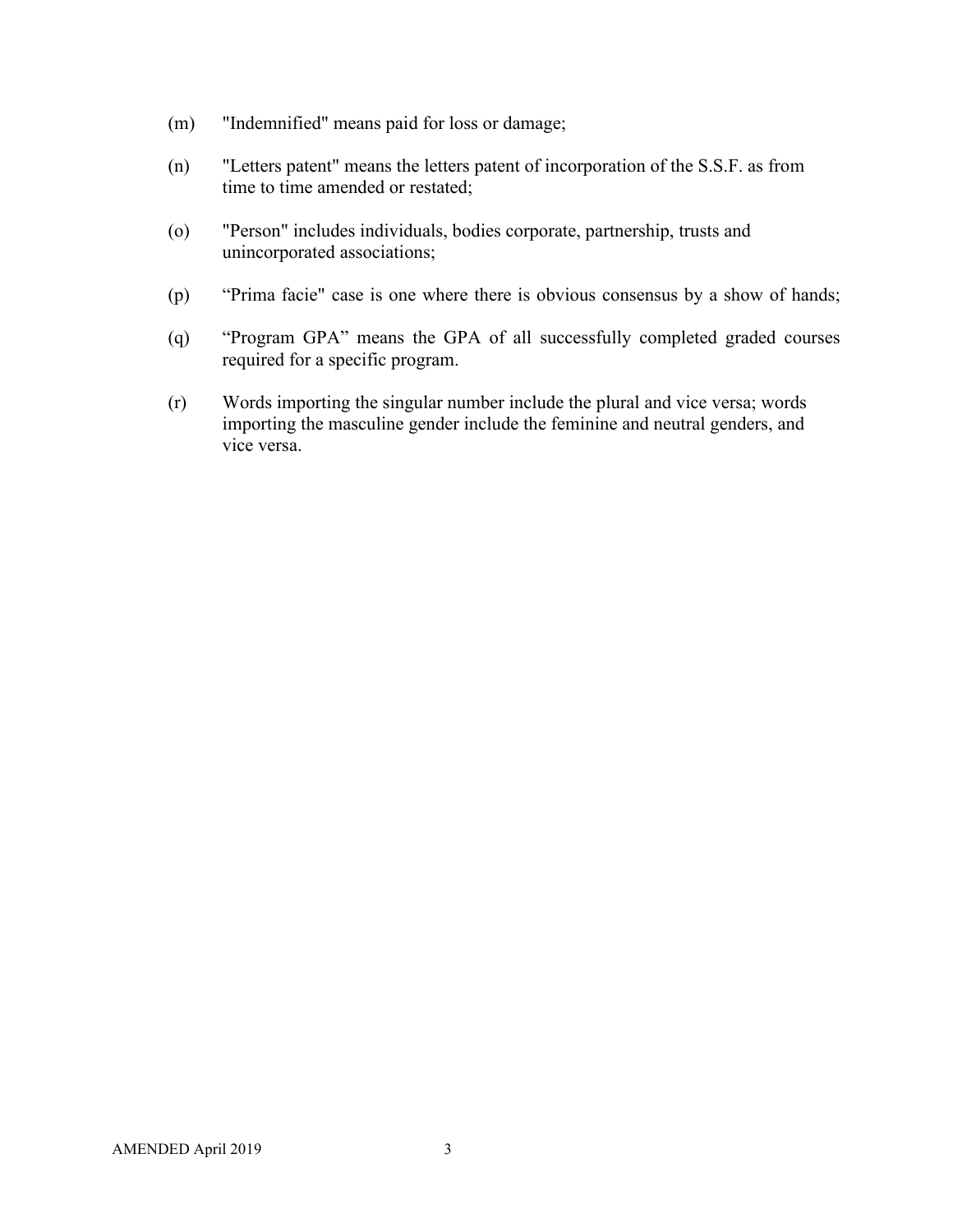(m) "Indemnified" means paid for loss or damage;

(n) "Letters patent" means the letters patent of incorporation of the S.S.F. as from time to time amended or restated;

(o) "Person" includes individuals, bodies corporate, partnership, trusts and unincorporated associations;

(p) "Prima facie" case is one where there is obvious consensus by a show of hands;

(q) "Program GPA" means the GPA of all successfully completed graded courses required for a specific program.

(r) Words importing the singular number include the plural and vice versa; words importing the masculine gender include the feminine and neutral genders, and vice versa.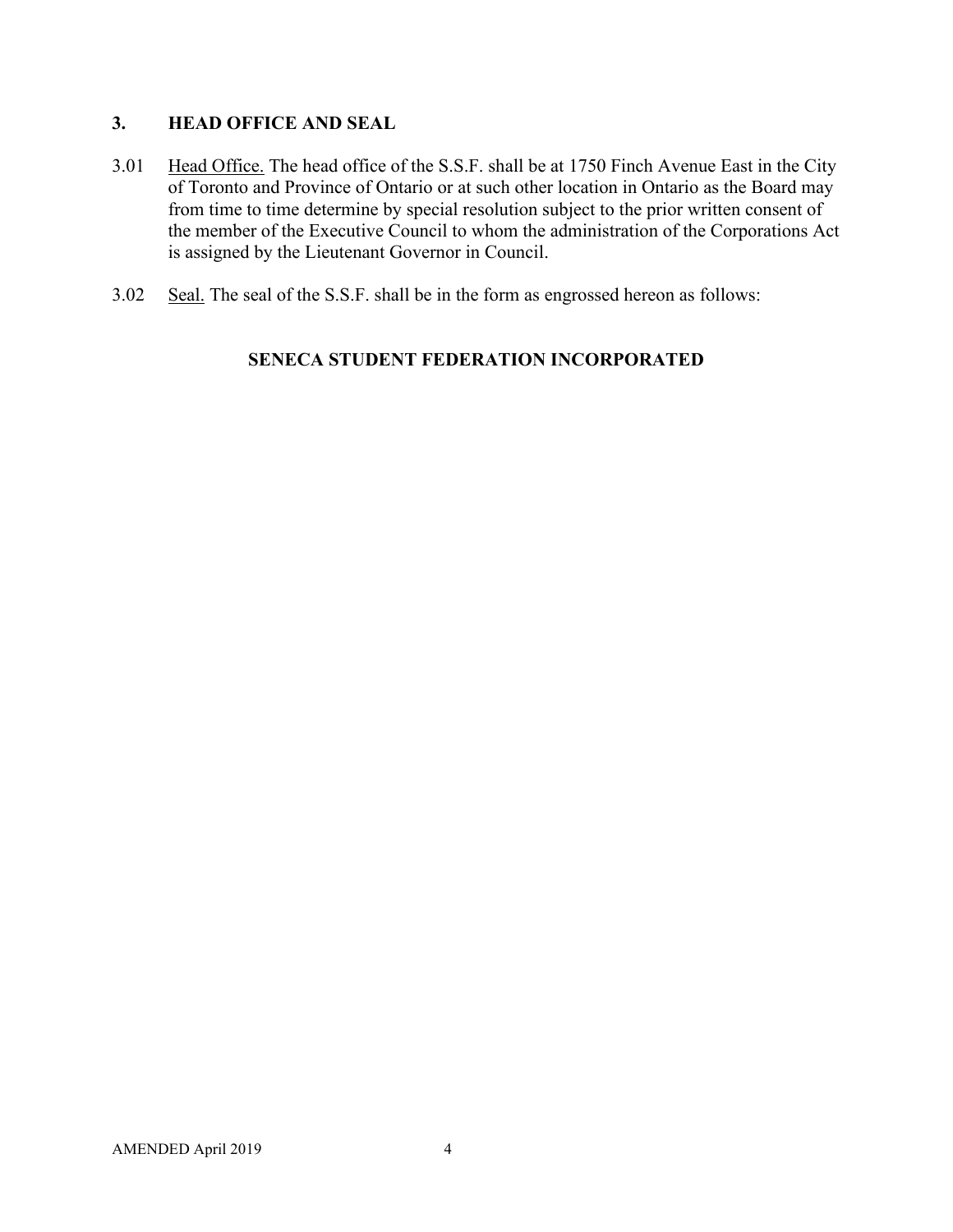## 3. HEAD OFFICE AND SEAL

3.01 Head Office. The head office of the S.S.F. shall be at 1750 Finch Avenue East in the City of Toronto and Province of Ontario or at such other location in Ontario as the Board may from time to time determine by special resolution subject to the prior written consent of the member of the Executive Council to whom the administration of the Corporations Act is assigned by the Lieutenant Governor in Council.

3.02 Seal. The seal of the S.S.F. shall be in the form as engrossed hereon as follows:

**SENECA STUDENT FEDERATION INCORPORATED**

AMENDED April 2019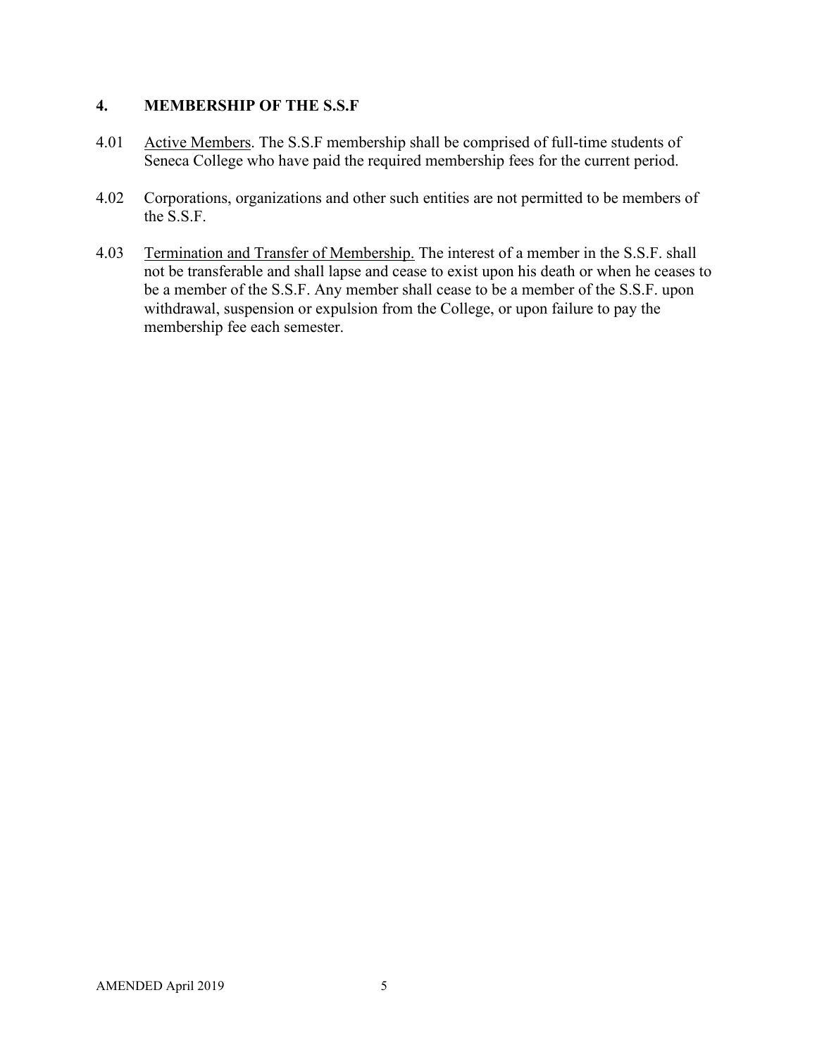## 4. MEMBERSHIP OF THE S.S.F

4.01 Active Members. The S.S.F membership shall be comprised of full-time students of Seneca College who have paid the required membership fees for the current period.

4.02 Corporations, organizations and other such entities are not permitted to be members of the S.S.F.

4.03 Termination and Transfer of Membership. The interest of a member in the S.S.F. shall not be transferable and shall lapse and cease to exist upon his death or when he ceases to be a member of the S.S.F. Any member shall cease to be a member of the S.S.F. upon withdrawal, suspension or expulsion from the College, or upon failure to pay the membership fee each semester.

AMENDED April 2019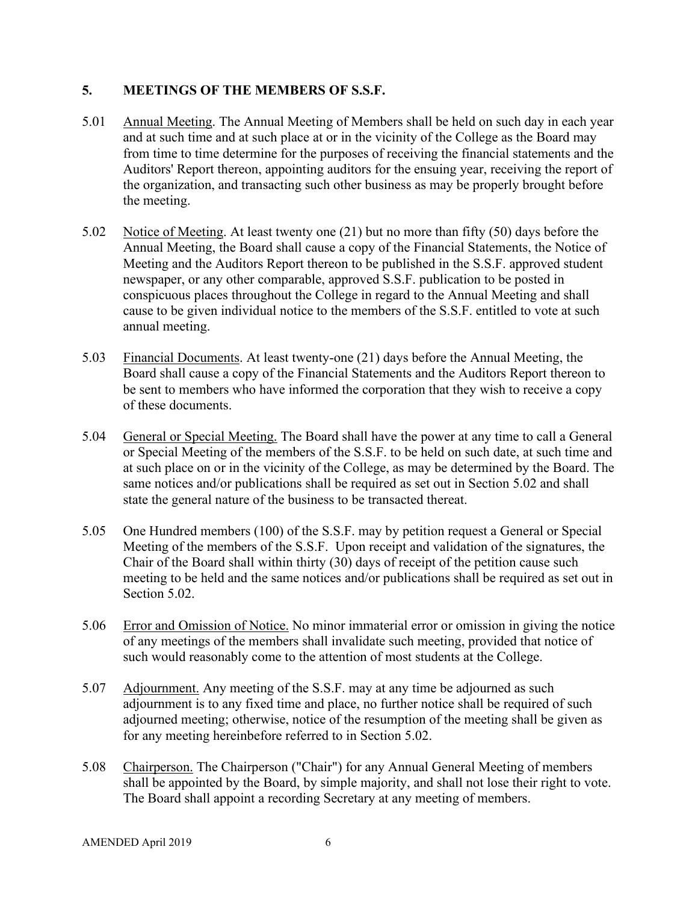## 5. MEETINGS OF THE MEMBERS OF S.S.F.

5.01 Annual Meeting. The Annual Meeting of Members shall be held on such day in each year and at such time and at such place at or in the vicinity of the College as the Board may from time to time determine for the purposes of receiving the financial statements and the Auditors' Report thereon, appointing auditors for the ensuing year, receiving the report of the organization, and transacting such other business as may be properly brought before the meeting.

5.02 Notice of Meeting. At least twenty one (21) but no more than fifty (50) days before the Annual Meeting, the Board shall cause a copy of the Financial Statements, the Notice of Meeting and the Auditors Report thereon to be published in the S.S.F. approved student newspaper, or any other comparable, approved S.S.F. publication to be posted in conspicuous places throughout the College in regard to the Annual Meeting and shall cause to be given individual notice to the members of the S.S.F. entitled to vote at such annual meeting.

5.03 Financial Documents. At least twenty-one (21) days before the Annual Meeting, the Board shall cause a copy of the Financial Statements and the Auditors Report thereon to be sent to members who have informed the corporation that they wish to receive a copy of these documents.

5.04 General or Special Meeting. The Board shall have the power at any time to call a General or Special Meeting of the members of the S.S.F. to be held on such date, at such time and at such place on or in the vicinity of the College, as may be determined by the Board. The same notices and/or publications shall be required as set out in Section 5.02 and shall state the general nature of the business to be transacted thereat.

5.05 One Hundred members (100) of the S.S.F. may by petition request a General or Special Meeting of the members of the S.S.F. Upon receipt and validation of the signatures, the Chair of the Board shall within thirty (30) days of receipt of the petition cause such meeting to be held and the same notices and/or publications shall be required as set out in Section 5.02.

5.06 Error and Omission of Notice. No minor immaterial error or omission in giving the notice of any meetings of the members shall invalidate such meeting, provided that notice of such would reasonably come to the attention of most students at the College.

5.07 Adjournment. Any meeting of the S.S.F. may at any time be adjourned as such adjournment is to any fixed time and place, no further notice shall be required of such adjourned meeting; otherwise, notice of the resumption of the meeting shall be given as for any meeting hereinbefore referred to in Section 5.02.

5.08 Chairperson. The Chairperson ("Chair") for any Annual General Meeting of members shall be appointed by the Board, by simple majority, and shall not lose their right to vote. The Board shall appoint a recording Secretary at any meeting of members.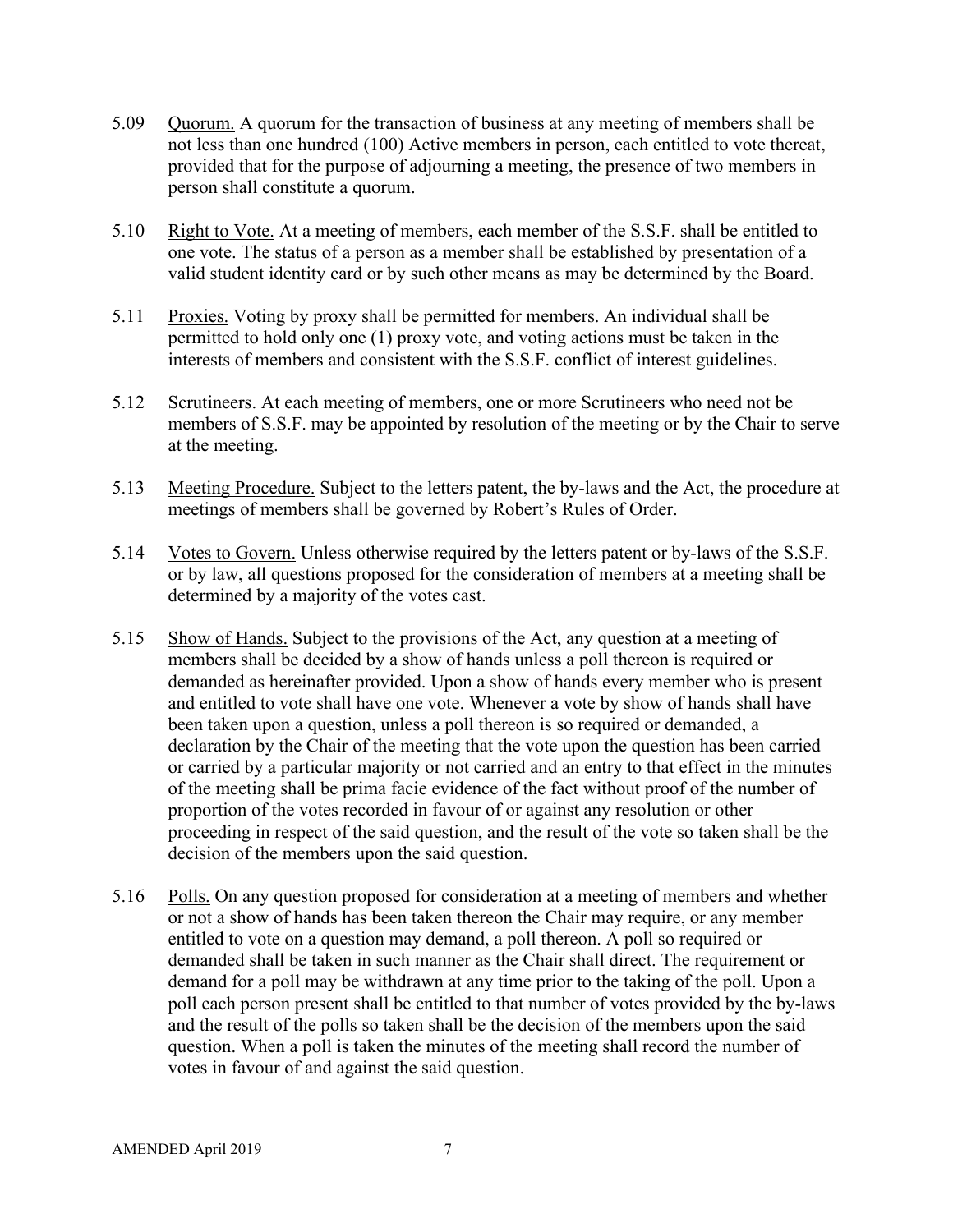5.09 Quorum. A quorum for the transaction of business at any meeting of members shall be not less than one hundred (100) Active members in person, each entitled to vote thereat, provided that for the purpose of adjourning a meeting, the presence of two members in person shall constitute a quorum.

5.10 Right to Vote. At a meeting of members, each member of the S.S.F. shall be entitled to one vote. The status of a person as a member shall be established by presentation of a valid student identity card or by such other means as may be determined by the Board.

5.11 Proxies. Voting by proxy shall be permitted for members. An individual shall be permitted to hold only one (1) proxy vote, and voting actions must be taken in the interests of members and consistent with the S.S.F. conflict of interest guidelines.

5.12 Scrutineers. At each meeting of members, one or more Scrutineers who need not be members of S.S.F. may be appointed by resolution of the meeting or by the Chair to serve at the meeting.

5.13 Meeting Procedure. Subject to the letters patent, the by-laws and the Act, the procedure at meetings of members shall be governed by Robert's Rules of Order.

5.14 Votes to Govern. Unless otherwise required by the letters patent or by-laws of the S.S.F. or by law, all questions proposed for the consideration of members at a meeting shall be determined by a majority of the votes cast.

5.15 Show of Hands. Subject to the provisions of the Act, any question at a meeting of members shall be decided by a show of hands unless a poll thereon is required or demanded as hereinafter provided. Upon a show of hands every member who is present and entitled to vote shall have one vote. Whenever a vote by show of hands shall have been taken upon a question, unless a poll thereon is so required or demanded, a declaration by the Chair of the meeting that the vote upon the question has been carried or carried by a particular majority or not carried and an entry to that effect in the minutes of the meeting shall be prima facie evidence of the fact without proof of the number of proportion of the votes recorded in favour of or against any resolution or other proceeding in respect of the said question, and the result of the vote so taken shall be the decision of the members upon the said question.

5.16 Polls. On any question proposed for consideration at a meeting of members and whether or not a show of hands has been taken thereon the Chair may require, or any member entitled to vote on a question may demand, a poll thereon. A poll so required or demanded shall be taken in such manner as the Chair shall direct. The requirement or demand for a poll may be withdrawn at any time prior to the taking of the poll. Upon a poll each person present shall be entitled to that number of votes provided by the by-laws and the result of the polls so taken shall be the decision of the members upon the said question. When a poll is taken the minutes of the meeting shall record the number of votes in favour of and against the said question.

AMENDED April 2019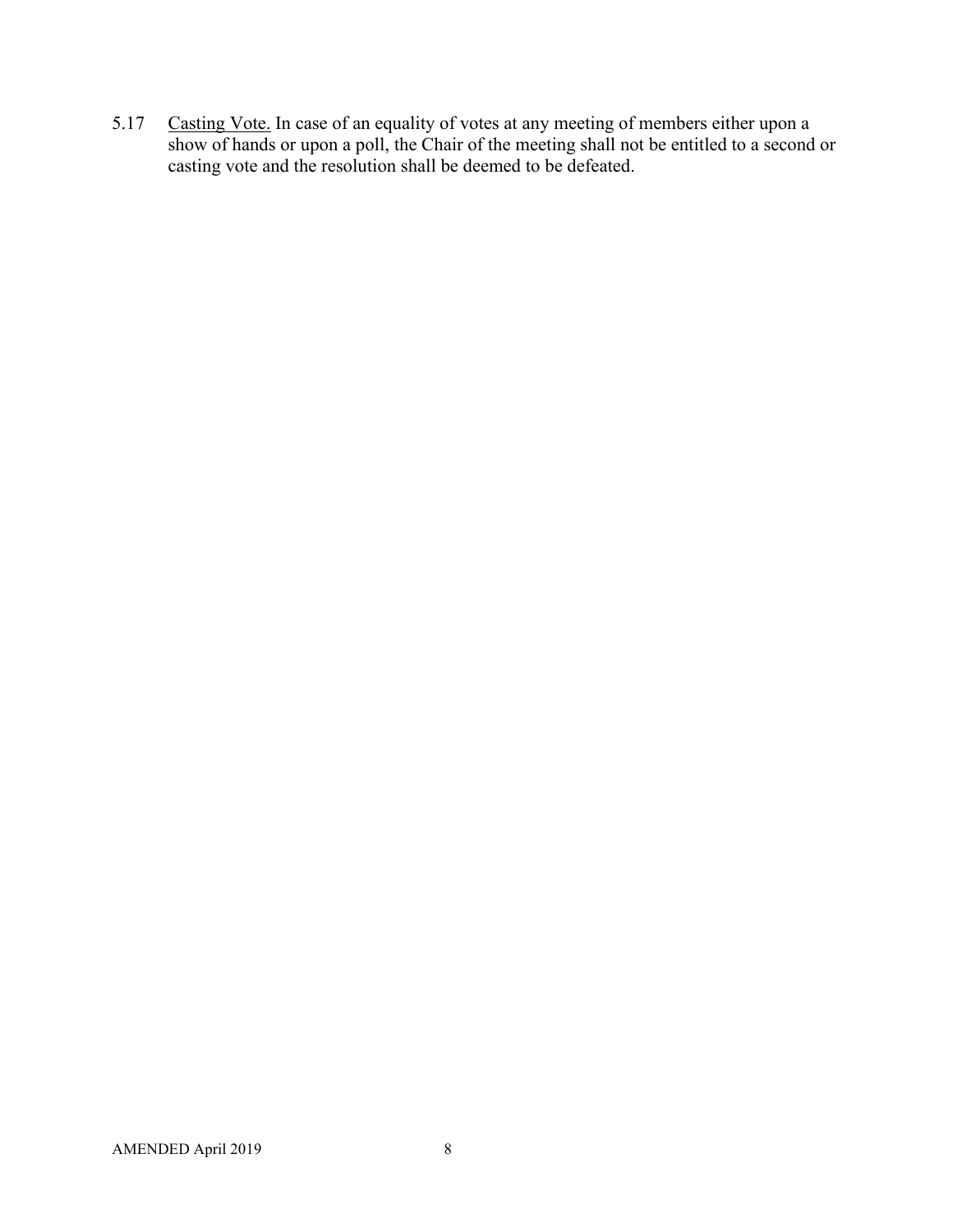5.17 Casting Vote. In case of an equality of votes at any meeting of members either upon a show of hands or upon a poll, the Chair of the meeting shall not be entitled to a second or casting vote and the resolution shall be deemed to be defeated.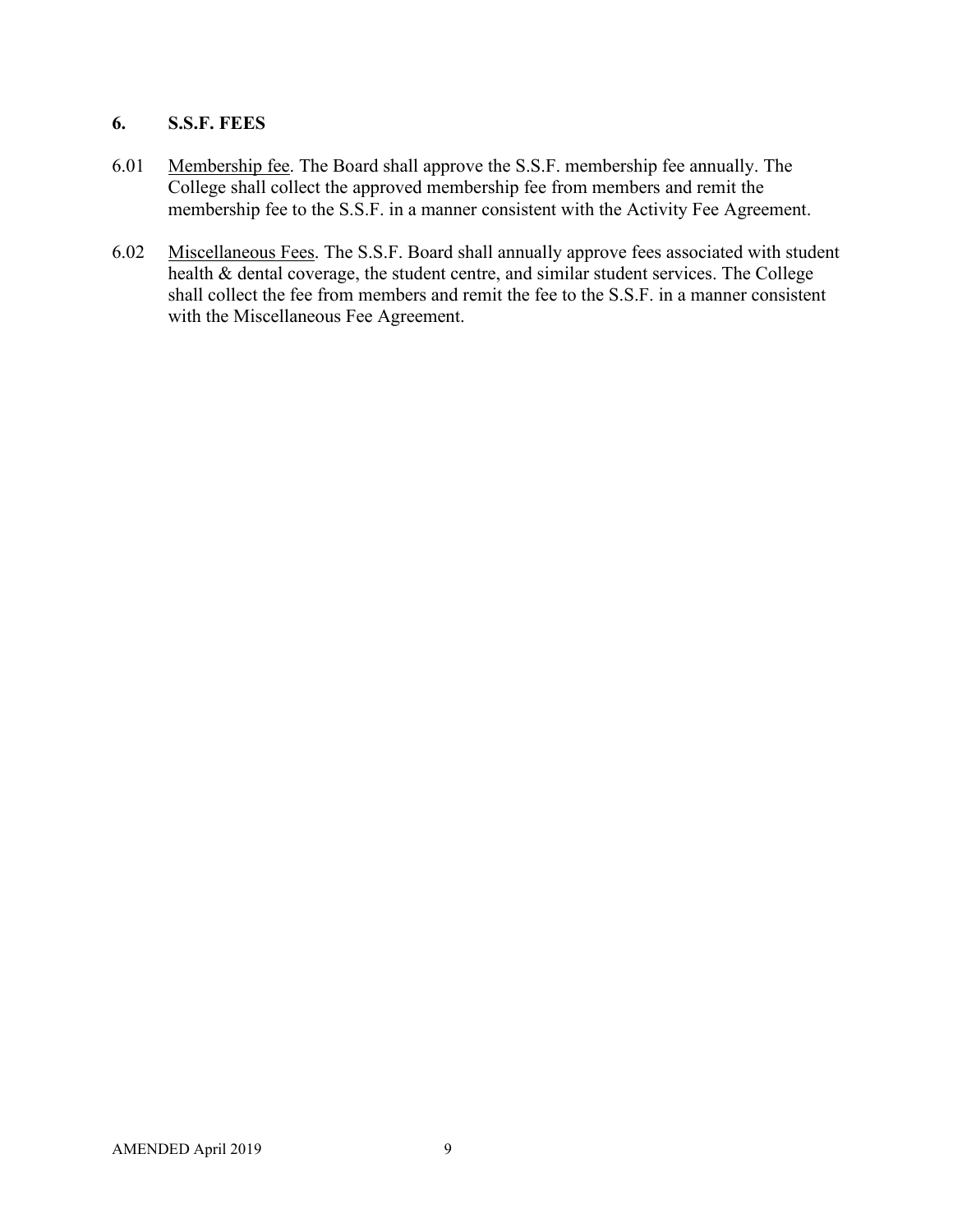## 6. S.S.F. FEES

6.01 Membership fee. The Board shall approve the S.S.F. membership fee annually. The College shall collect the approved membership fee from members and remit the membership fee to the S.S.F. in a manner consistent with the Activity Fee Agreement.

6.02 Miscellaneous Fees. The S.S.F. Board shall annually approve fees associated with student health & dental coverage, the student centre, and similar student services. The College shall collect the fee from members and remit the fee to the S.S.F. in a manner consistent with the Miscellaneous Fee Agreement.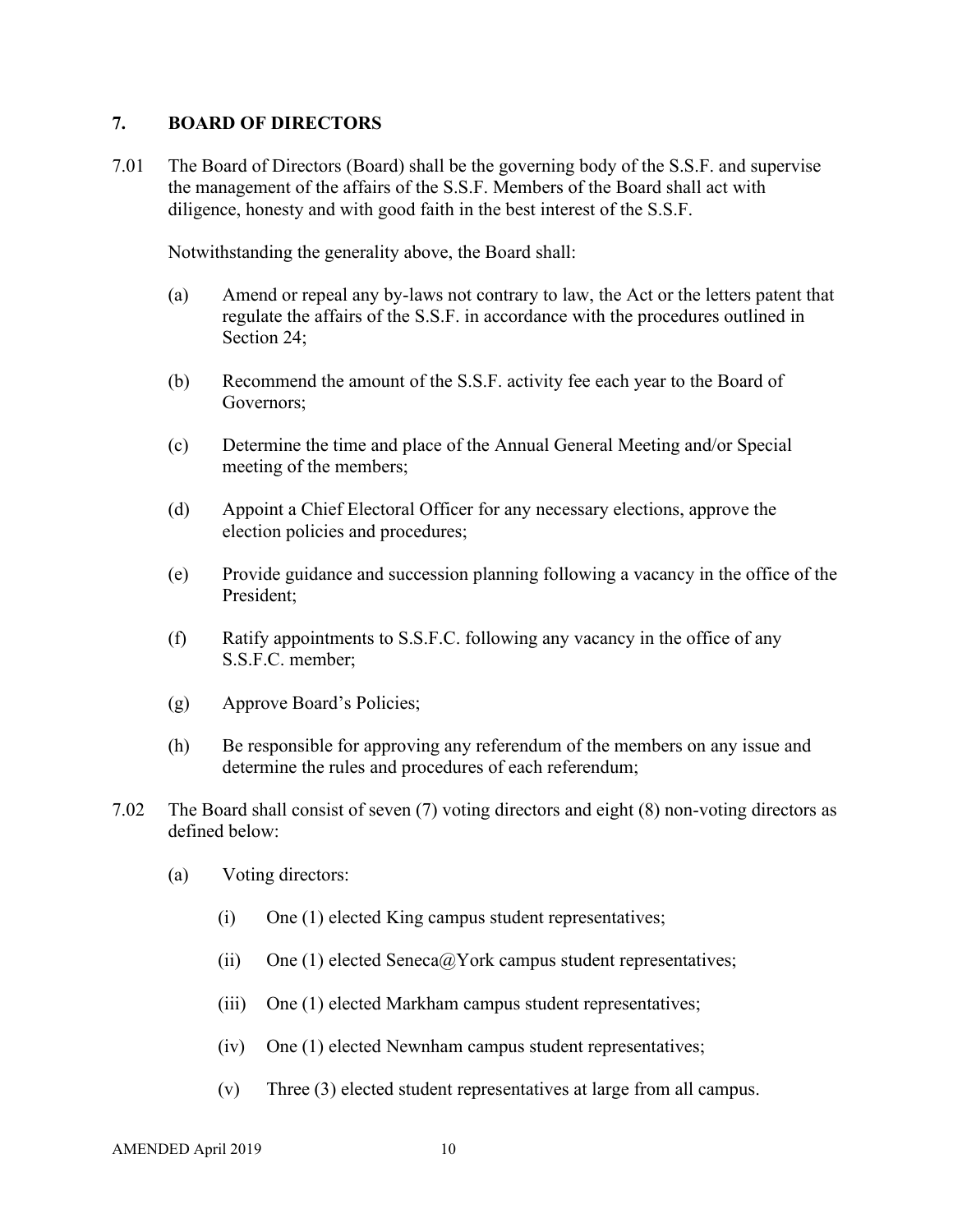## 7. BOARD OF DIRECTORS

7.01 The Board of Directors (Board) shall be the governing body of the S.S.F. and supervise the management of the affairs of the S.S.F. Members of the Board shall act with diligence, honesty and with good faith in the best interest of the S.S.F.

Notwithstanding the generality above, the Board shall:

(a) Amend or repeal any by-laws not contrary to law, the Act or the letters patent that regulate the affairs of the S.S.F. in accordance with the procedures outlined in Section 24;

(b) Recommend the amount of the S.S.F. activity fee each year to the Board of Governors;

(c) Determine the time and place of the Annual General Meeting and/or Special meeting of the members;

(d) Appoint a Chief Electoral Officer for any necessary elections, approve the election policies and procedures;

(e) Provide guidance and succession planning following a vacancy in the office of the President;

(f) Ratify appointments to S.S.F.C. following any vacancy in the office of any S.S.F.C. member;

(g) Approve Board's Policies;

(h) Be responsible for approving any referendum of the members on any issue and determine the rules and procedures of each referendum;

7.02 The Board shall consist of seven (7) voting directors and eight (8) non-voting directors as defined below:

(a) Voting directors:

(i) One (1) elected King campus student representatives;

(ii) One (1) elected Seneca@York campus student representatives;

(iii) One (1) elected Markham campus student representatives;

(iv) One (1) elected Newnham campus student representatives;

(v) Three (3) elected student representatives at large from all campus.

AMENDED April 2019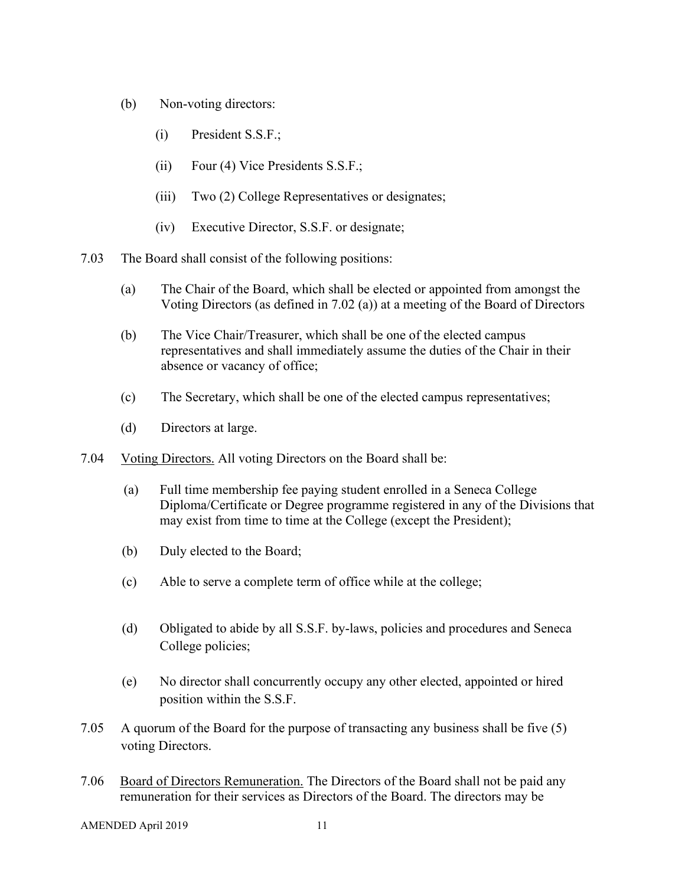(b) Non-voting directors:

   (i) President S.S.F.;

   (ii) Four (4) Vice Presidents S.S.F.;

   (iii) Two (2) College Representatives or designates;

   (iv) Executive Director, S.S.F. or designate;

7.03 The Board shall consist of the following positions:

   (a) The Chair of the Board, which shall be elected or appointed from amongst the Voting Directors (as defined in 7.02 (a)) at a meeting of the Board of Directors

   (b) The Vice Chair/Treasurer, which shall be one of the elected campus representatives and shall immediately assume the duties of the Chair in their absence or vacancy of office;

   (c) The Secretary, which shall be one of the elected campus representatives;

   (d) Directors at large.

7.04 <u>Voting Directors.</u> All voting Directors on the Board shall be:

   (a) Full time membership fee paying student enrolled in a Seneca College Diploma/Certificate or Degree programme registered in any of the Divisions that may exist from time to time at the College (except the President);

   (b) Duly elected to the Board;

   (c) Able to serve a complete term of office while at the college;

   (d) Obligated to abide by all S.S.F. by-laws, policies and procedures and Seneca College policies;

   (e) No director shall concurrently occupy any other elected, appointed or hired position within the S.S.F.

7.05 A quorum of the Board for the purpose of transacting any business shall be five (5) voting Directors.

7.06 <u>Board of Directors Remuneration.</u> The Directors of the Board shall not be paid any remuneration for their services as Directors of the Board. The directors may be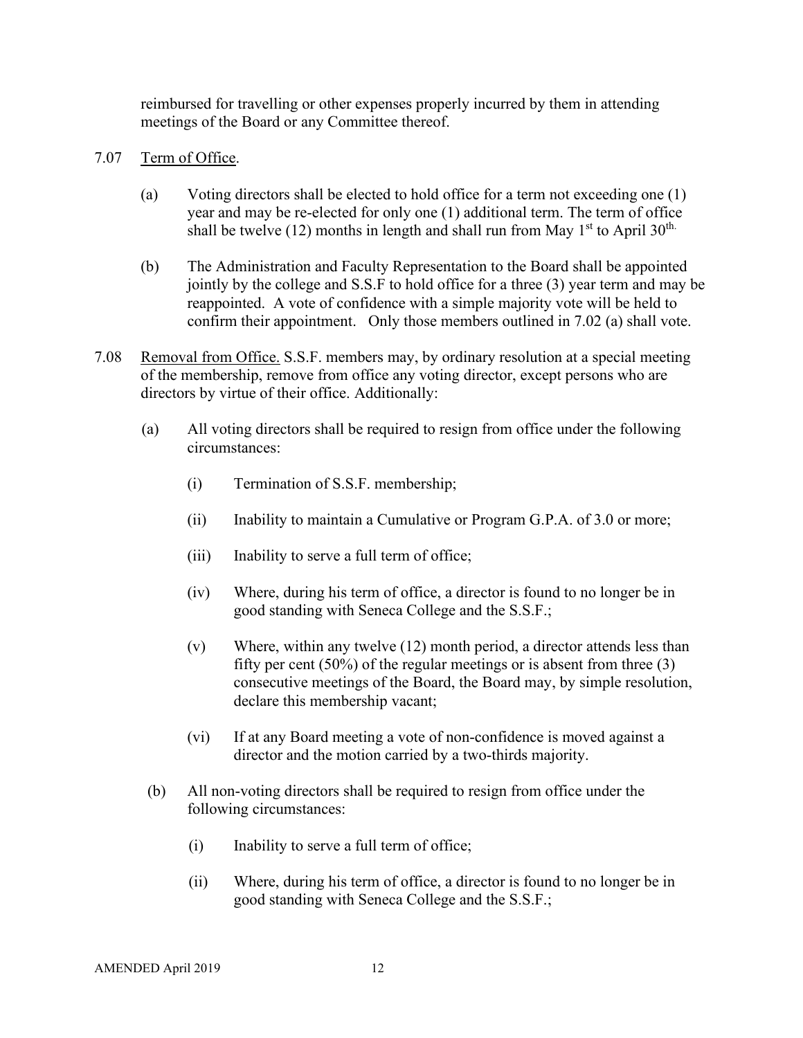reimbursed for travelling or other expenses properly incurred by them in attending meetings of the Board or any Committee thereof.

7.07 Term of Office.

(a) Voting directors shall be elected to hold office for a term not exceeding one (1) year and may be re-elected for only one (1) additional term. The term of office shall be twelve (12) months in length and shall run from May 1st to April 30th.

(b) The Administration and Faculty Representation to the Board shall be appointed jointly by the college and S.S.F to hold office for a three (3) year term and may be reappointed. A vote of confidence with a simple majority vote will be held to confirm their appointment. Only those members outlined in 7.02 (a) shall vote.

7.08 Removal from Office. S.S.F. members may, by ordinary resolution at a special meeting of the membership, remove from office any voting director, except persons who are directors by virtue of their office. Additionally:

(a) All voting directors shall be required to resign from office under the following circumstances:

(i) Termination of S.S.F. membership;

(ii) Inability to maintain a Cumulative or Program G.P.A. of 3.0 or more;

(iii) Inability to serve a full term of office;

(iv) Where, during his term of office, a director is found to no longer be in good standing with Seneca College and the S.S.F.;

(v) Where, within any twelve (12) month period, a director attends less than fifty per cent (50%) of the regular meetings or is absent from three (3) consecutive meetings of the Board, the Board may, by simple resolution, declare this membership vacant;

(vi) If at any Board meeting a vote of non-confidence is moved against a director and the motion carried by a two-thirds majority.

(b) All non-voting directors shall be required to resign from office under the following circumstances:

(i) Inability to serve a full term of office;

(ii) Where, during his term of office, a director is found to no longer be in good standing with Seneca College and the S.S.F.;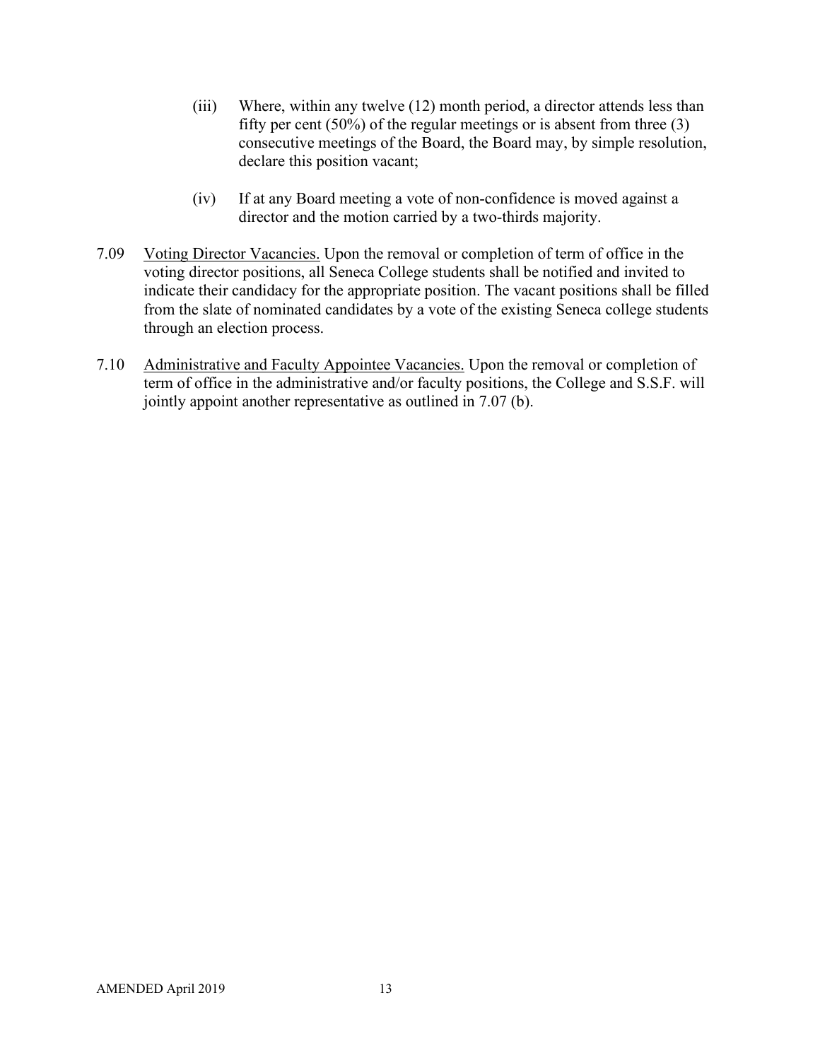(iii) Where, within any twelve (12) month period, a director attends less than fifty per cent (50%) of the regular meetings or is absent from three (3) consecutive meetings of the Board, the Board may, by simple resolution, declare this position vacant;

(iv) If at any Board meeting a vote of non-confidence is moved against a director and the motion carried by a two-thirds majority.

7.09 Voting Director Vacancies. Upon the removal or completion of term of office in the voting director positions, all Seneca College students shall be notified and invited to indicate their candidacy for the appropriate position. The vacant positions shall be filled from the slate of nominated candidates by a vote of the existing Seneca college students through an election process.

7.10 Administrative and Faculty Appointee Vacancies. Upon the removal or completion of term of office in the administrative and/or faculty positions, the College and S.S.F. will jointly appoint another representative as outlined in 7.07 (b).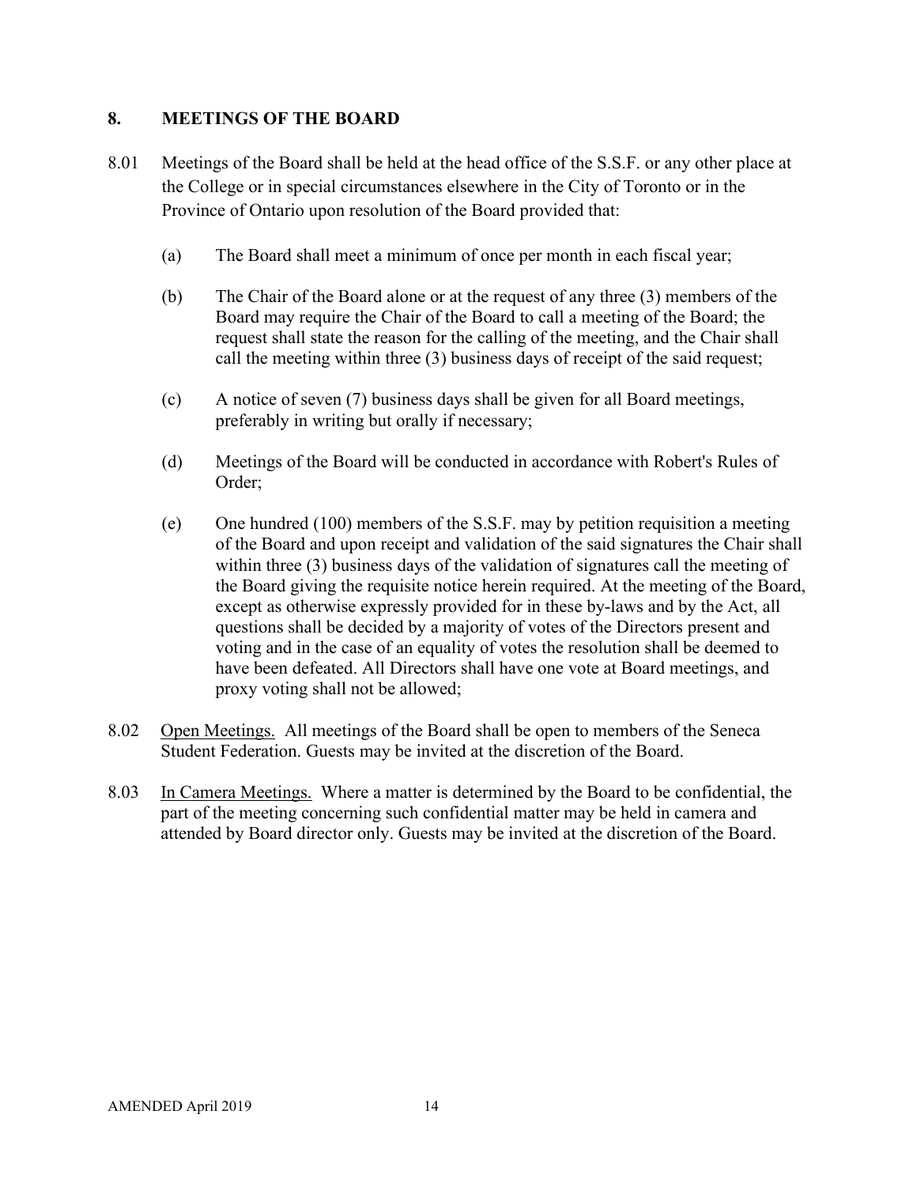## 8. MEETINGS OF THE BOARD

8.01 Meetings of the Board shall be held at the head office of the S.S.F. or any other place at the College or in special circumstances elsewhere in the City of Toronto or in the Province of Ontario upon resolution of the Board provided that:

(a) The Board shall meet a minimum of once per month in each fiscal year;

(b) The Chair of the Board alone or at the request of any three (3) members of the Board may require the Chair of the Board to call a meeting of the Board; the request shall state the reason for the calling of the meeting, and the Chair shall call the meeting within three (3) business days of receipt of the said request;

(c) A notice of seven (7) business days shall be given for all Board meetings, preferably in writing but orally if necessary;

(d) Meetings of the Board will be conducted in accordance with Robert's Rules of Order;

(e) One hundred (100) members of the S.S.F. may by petition requisition a meeting of the Board and upon receipt and validation of the said signatures the Chair shall within three (3) business days of the validation of signatures call the meeting of the Board giving the requisite notice herein required. At the meeting of the Board, except as otherwise expressly provided for in these by-laws and by the Act, all questions shall be decided by a majority of votes of the Directors present and voting and in the case of an equality of votes the resolution shall be deemed to have been defeated. All Directors shall have one vote at Board meetings, and proxy voting shall not be allowed;

8.02 <u>Open Meetings.</u> All meetings of the Board shall be open to members of the Seneca Student Federation. Guests may be invited at the discretion of the Board.

8.03 <u>In Camera Meetings.</u> Where a matter is determined by the Board to be confidential, the part of the meeting concerning such confidential matter may be held in camera and attended by Board director only. Guests may be invited at the discretion of the Board.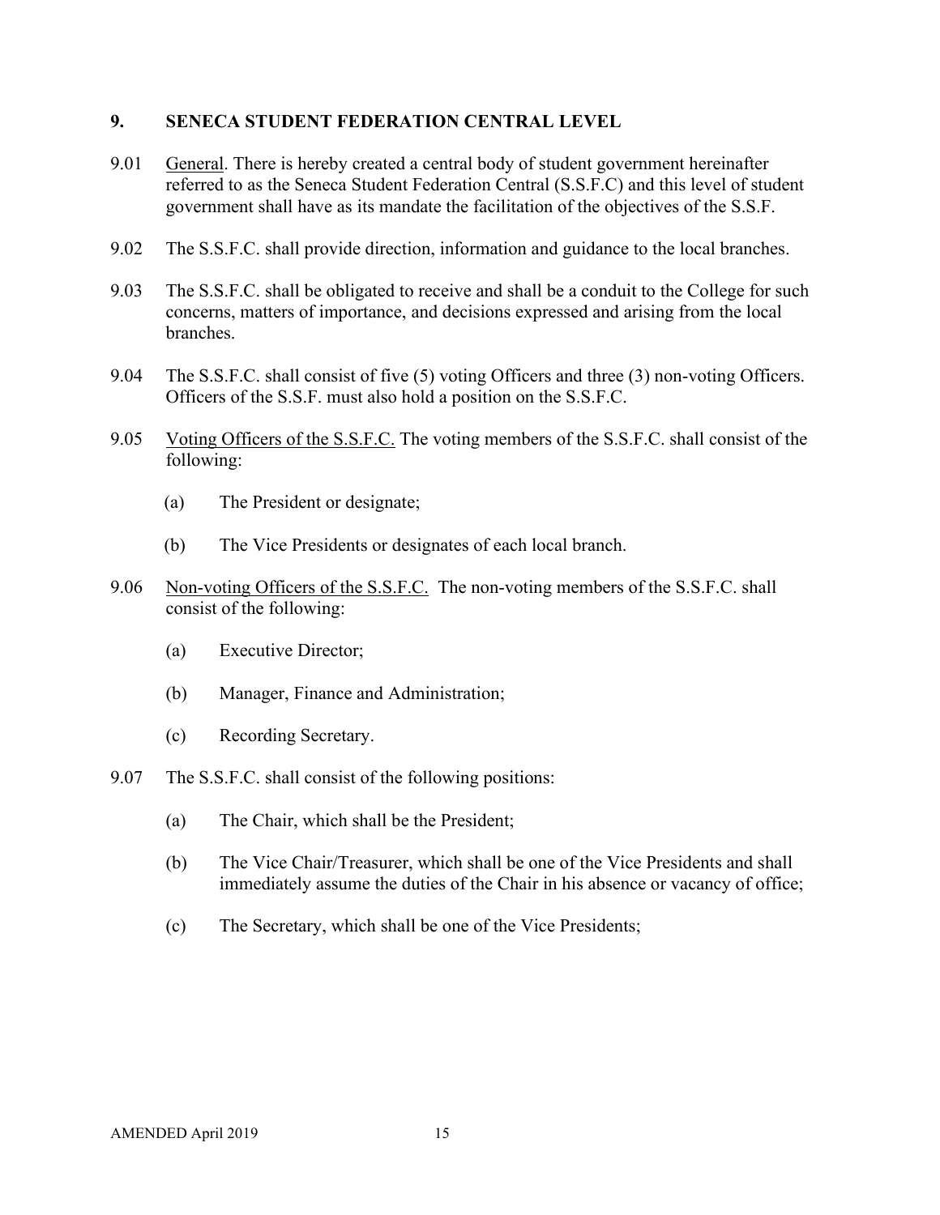## 9. SENECA STUDENT FEDERATION CENTRAL LEVEL

9.01 General. There is hereby created a central body of student government hereinafter referred to as the Seneca Student Federation Central (S.S.F.C) and this level of student government shall have as its mandate the facilitation of the objectives of the S.S.F.

9.02 The S.S.F.C. shall provide direction, information and guidance to the local branches.

9.03 The S.S.F.C. shall be obligated to receive and shall be a conduit to the College for such concerns, matters of importance, and decisions expressed and arising from the local branches.

9.04 The S.S.F.C. shall consist of five (5) voting Officers and three (3) non-voting Officers. Officers of the S.S.F. must also hold a position on the S.S.F.C.

9.05 Voting Officers of the S.S.F.C. The voting members of the S.S.F.C. shall consist of the following:

(a) The President or designate;

(b) The Vice Presidents or designates of each local branch.

9.06 Non-voting Officers of the S.S.F.C. The non-voting members of the S.S.F.C. shall consist of the following:

(a) Executive Director;

(b) Manager, Finance and Administration;

(c) Recording Secretary.

9.07 The S.S.F.C. shall consist of the following positions:

(a) The Chair, which shall be the President;

(b) The Vice Chair/Treasurer, which shall be one of the Vice Presidents and shall immediately assume the duties of the Chair in his absence or vacancy of office;

(c) The Secretary, which shall be one of the Vice Presidents;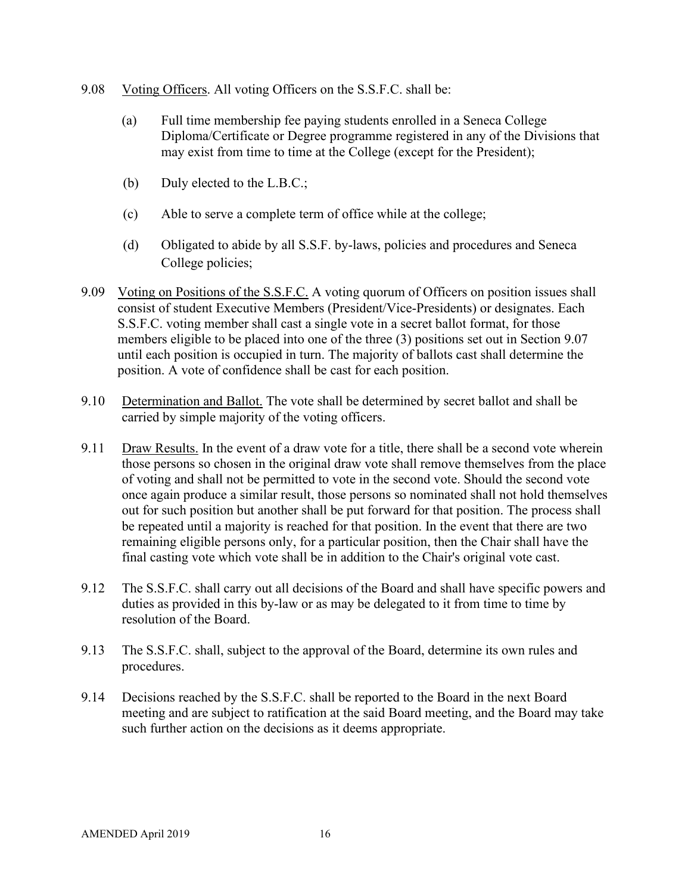9.08 Voting Officers. All voting Officers on the S.S.F.C. shall be:

(a) Full time membership fee paying students enrolled in a Seneca College Diploma/Certificate or Degree programme registered in any of the Divisions that may exist from time to time at the College (except for the President);

(b) Duly elected to the L.B.C.;

(c) Able to serve a complete term of office while at the college;

(d) Obligated to abide by all S.S.F. by-laws, policies and procedures and Seneca College policies;

9.09 Voting on Positions of the S.S.F.C. A voting quorum of Officers on position issues shall consist of student Executive Members (President/Vice-Presidents) or designates. Each S.S.F.C. voting member shall cast a single vote in a secret ballot format, for those members eligible to be placed into one of the three (3) positions set out in Section 9.07 until each position is occupied in turn. The majority of ballots cast shall determine the position. A vote of confidence shall be cast for each position.

9.10 Determination and Ballot. The vote shall be determined by secret ballot and shall be carried by simple majority of the voting officers.

9.11 Draw Results. In the event of a draw vote for a title, there shall be a second vote wherein those persons so chosen in the original draw vote shall remove themselves from the place of voting and shall not be permitted to vote in the second vote. Should the second vote once again produce a similar result, those persons so nominated shall not hold themselves out for such position but another shall be put forward for that position. The process shall be repeated until a majority is reached for that position. In the event that there are two remaining eligible persons only, for a particular position, then the Chair shall have the final casting vote which vote shall be in addition to the Chair's original vote cast.

9.12 The S.S.F.C. shall carry out all decisions of the Board and shall have specific powers and duties as provided in this by-law or as may be delegated to it from time to time by resolution of the Board.

9.13 The S.S.F.C. shall, subject to the approval of the Board, determine its own rules and procedures.

9.14 Decisions reached by the S.S.F.C. shall be reported to the Board in the next Board meeting and are subject to ratification at the said Board meeting, and the Board may take such further action on the decisions as it deems appropriate.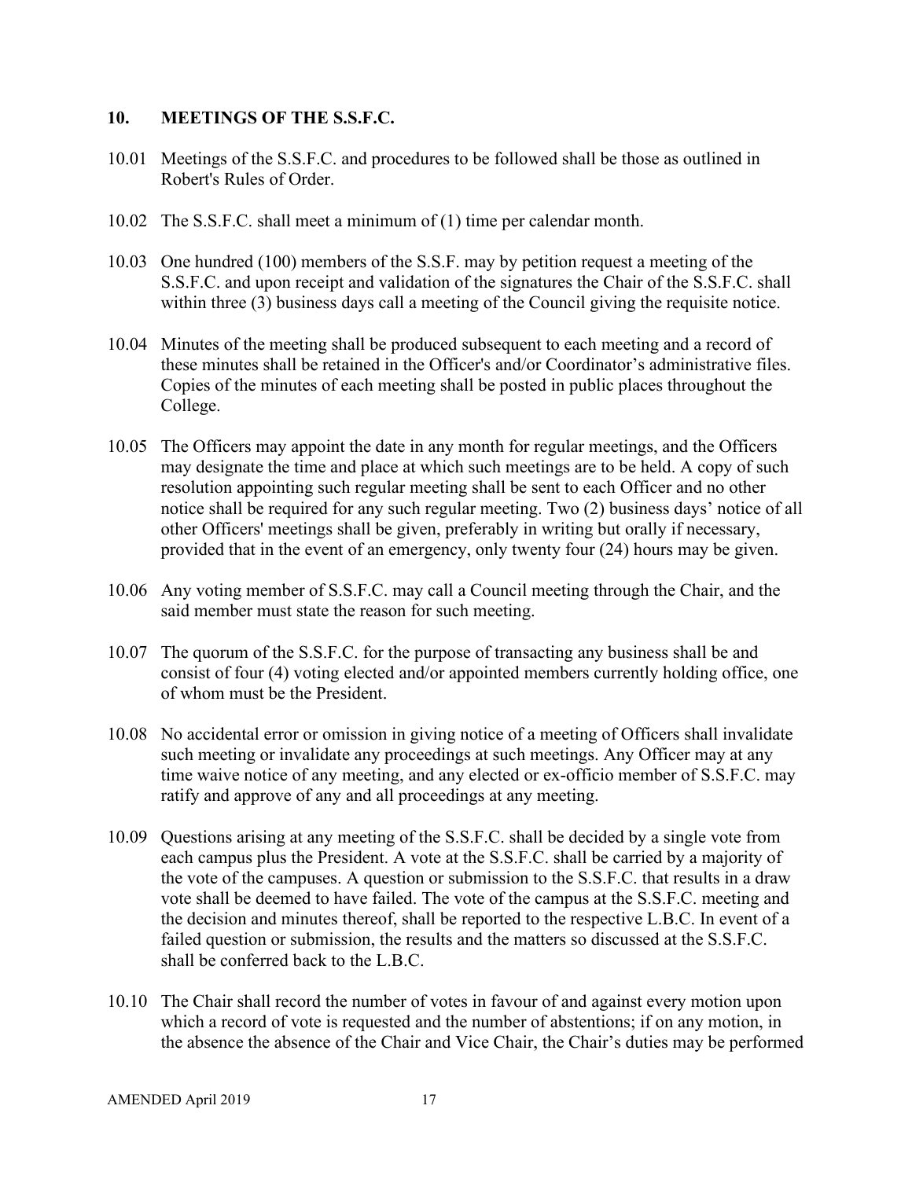## 10. MEETINGS OF THE S.S.F.C.

10.01 Meetings of the S.S.F.C. and procedures to be followed shall be those as outlined in Robert's Rules of Order.

10.02 The S.S.F.C. shall meet a minimum of (1) time per calendar month.

10.03 One hundred (100) members of the S.S.F. may by petition request a meeting of the S.S.F.C. and upon receipt and validation of the signatures the Chair of the S.S.F.C. shall within three (3) business days call a meeting of the Council giving the requisite notice.

10.04 Minutes of the meeting shall be produced subsequent to each meeting and a record of these minutes shall be retained in the Officer's and/or Coordinator's administrative files. Copies of the minutes of each meeting shall be posted in public places throughout the College.

10.05 The Officers may appoint the date in any month for regular meetings, and the Officers may designate the time and place at which such meetings are to be held. A copy of such resolution appointing such regular meeting shall be sent to each Officer and no other notice shall be required for any such regular meeting. Two (2) business days' notice of all other Officers' meetings shall be given, preferably in writing but orally if necessary, provided that in the event of an emergency, only twenty four (24) hours may be given.

10.06 Any voting member of S.S.F.C. may call a Council meeting through the Chair, and the said member must state the reason for such meeting.

10.07 The quorum of the S.S.F.C. for the purpose of transacting any business shall be and consist of four (4) voting elected and/or appointed members currently holding office, one of whom must be the President.

10.08 No accidental error or omission in giving notice of a meeting of Officers shall invalidate such meeting or invalidate any proceedings at such meetings. Any Officer may at any time waive notice of any meeting, and any elected or ex-officio member of S.S.F.C. may ratify and approve of any and all proceedings at any meeting.

10.09 Questions arising at any meeting of the S.S.F.C. shall be decided by a single vote from each campus plus the President. A vote at the S.S.F.C. shall be carried by a majority of the vote of the campuses. A question or submission to the S.S.F.C. that results in a draw vote shall be deemed to have failed. The vote of the campus at the S.S.F.C. meeting and the decision and minutes thereof, shall be reported to the respective L.B.C. In event of a failed question or submission, the results and the matters so discussed at the S.S.F.C. shall be conferred back to the L.B.C.

10.10 The Chair shall record the number of votes in favour of and against every motion upon which a record of vote is requested and the number of abstentions; if on any motion, in the absence the absence of the Chair and Vice Chair, the Chair's duties may be performed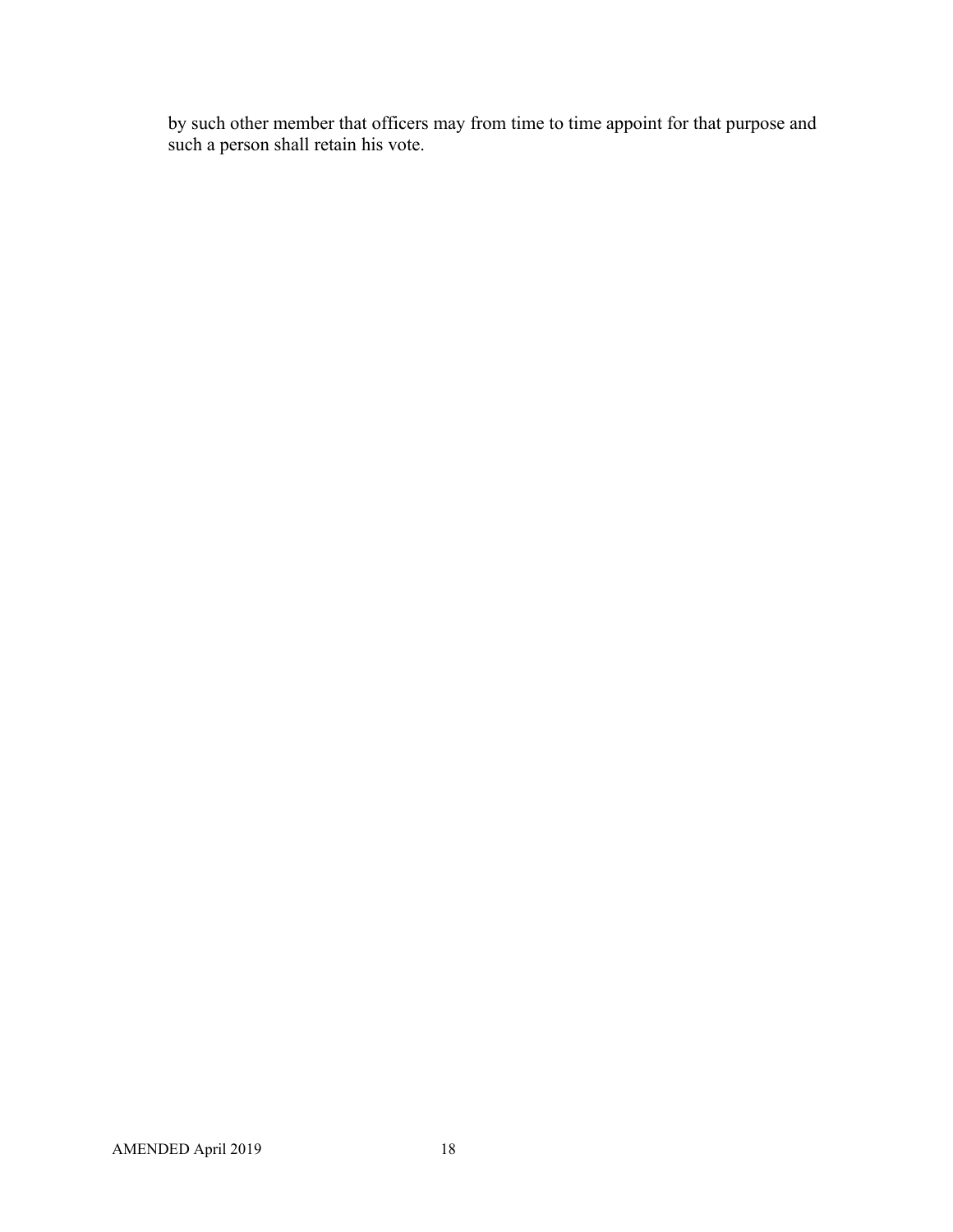by such other member that officers may from time to time appoint for that purpose and such a person shall retain his vote.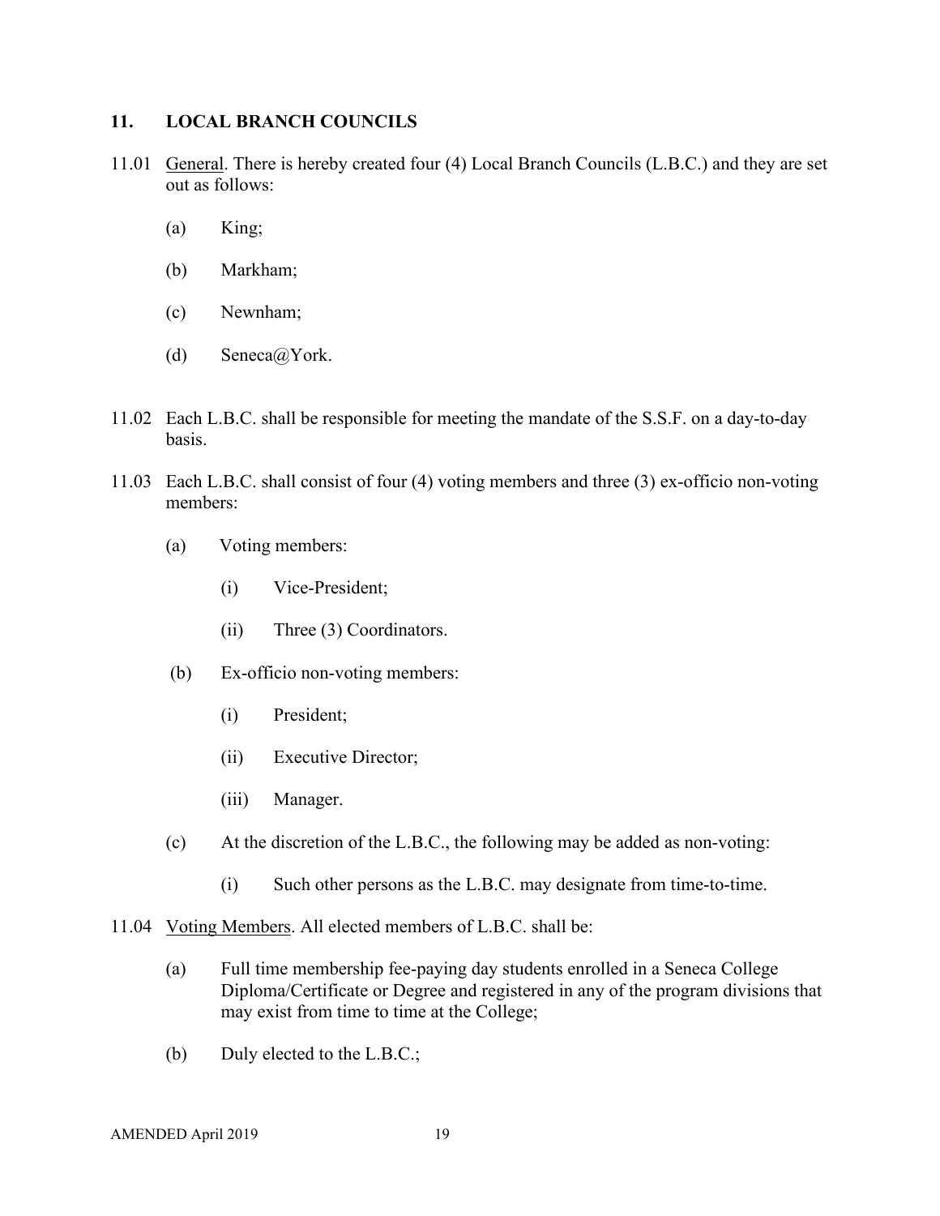## 11. LOCAL BRANCH COUNCILS

11.01 General. There is hereby created four (4) Local Branch Councils (L.B.C.) and they are set out as follows:

- (a) King;
- (b) Markham;
- (c) Newnham;
- (d) Seneca@York.

11.02 Each L.B.C. shall be responsible for meeting the mandate of the S.S.F. on a day-to-day basis.

11.03 Each L.B.C. shall consist of four (4) voting members and three (3) ex-officio non-voting members:

- (a) Voting members:
  - (i) Vice-President;
  - (ii) Three (3) Coordinators.
- (b) Ex-officio non-voting members:
  - (i) President;
  - (ii) Executive Director;
  - (iii) Manager.
- (c) At the discretion of the L.B.C., the following may be added as non-voting:
  - (i) Such other persons as the L.B.C. may designate from time-to-time.

11.04 Voting Members. All elected members of L.B.C. shall be:

- (a) Full time membership fee-paying day students enrolled in a Seneca College Diploma/Certificate or Degree and registered in any of the program divisions that may exist from time to time at the College;
- (b) Duly elected to the L.B.C.;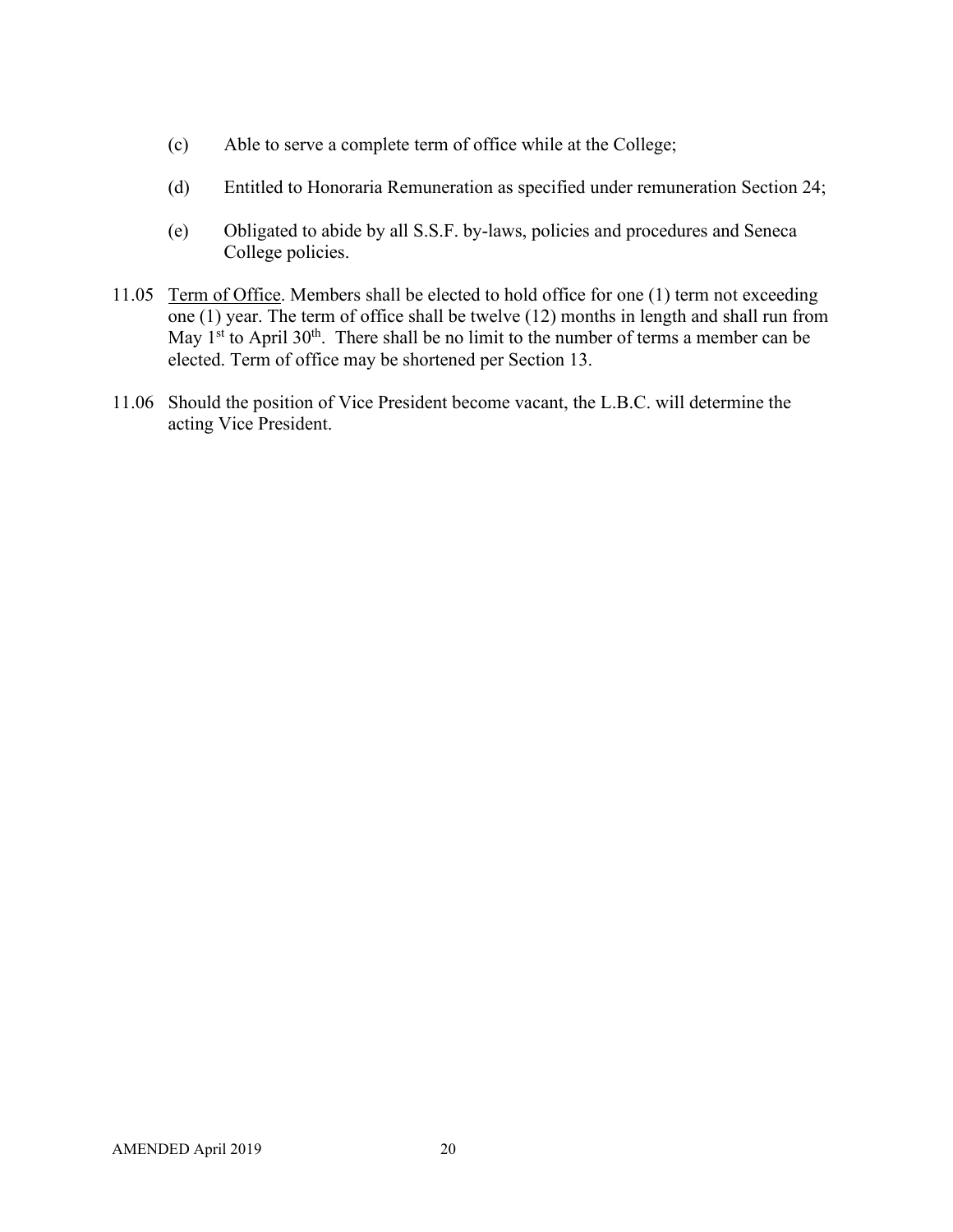(c) Able to serve a complete term of office while at the College;

(d) Entitled to Honoraria Remuneration as specified under remuneration Section 24;

(e) Obligated to abide by all S.S.F. by-laws, policies and procedures and Seneca College policies.

11.05 <u>Term of Office</u>. Members shall be elected to hold office for one (1) term not exceeding one (1) year. The term of office shall be twelve (12) months in length and shall run from May 1st to April 30th. There shall be no limit to the number of terms a member can be elected. Term of office may be shortened per Section 13.

11.06 Should the position of Vice President become vacant, the L.B.C. will determine the acting Vice President.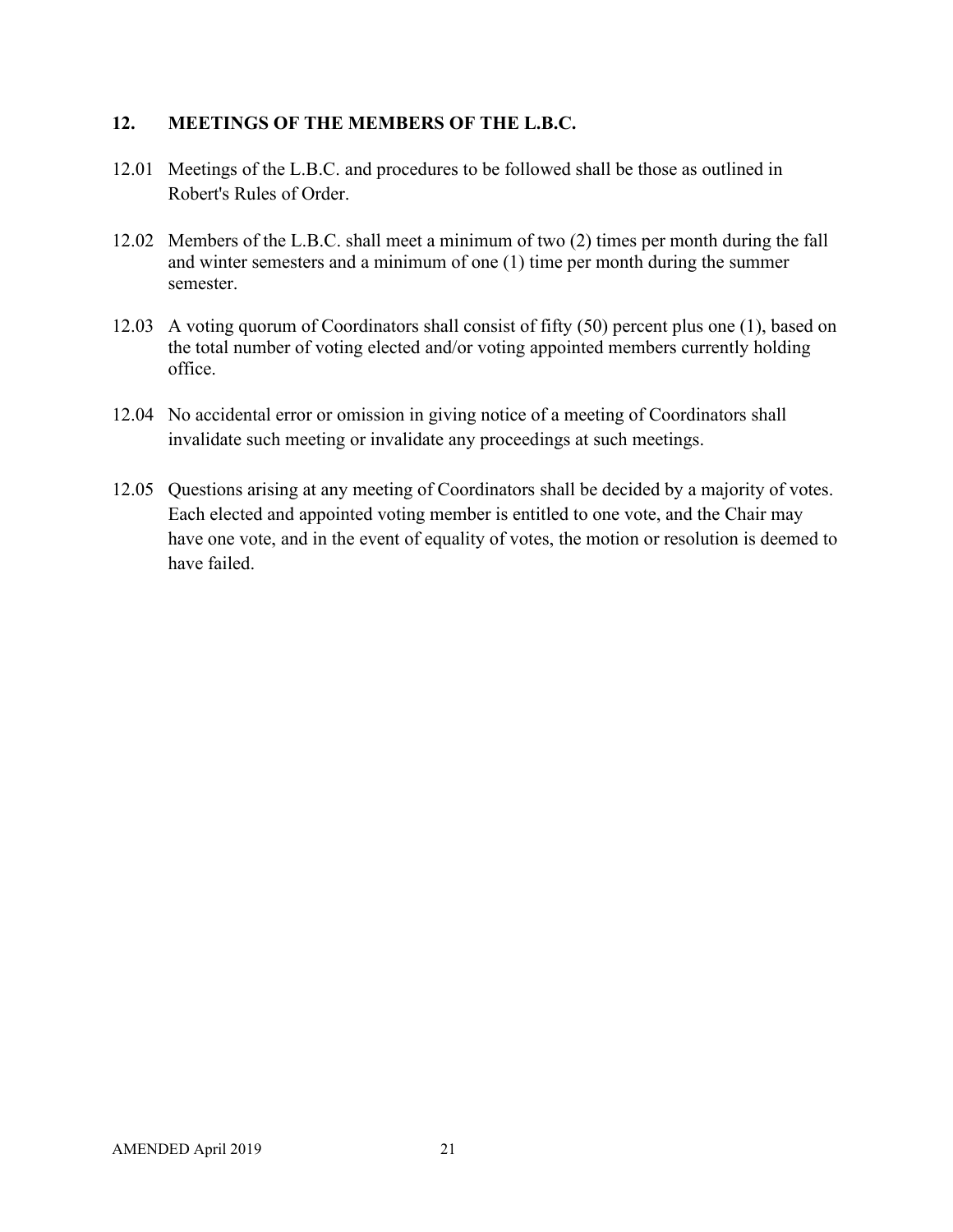## 12. MEETINGS OF THE MEMBERS OF THE L.B.C.

12.01 Meetings of the L.B.C. and procedures to be followed shall be those as outlined in Robert's Rules of Order.

12.02 Members of the L.B.C. shall meet a minimum of two (2) times per month during the fall and winter semesters and a minimum of one (1) time per month during the summer semester.

12.03 A voting quorum of Coordinators shall consist of fifty (50) percent plus one (1), based on the total number of voting elected and/or voting appointed members currently holding office.

12.04 No accidental error or omission in giving notice of a meeting of Coordinators shall invalidate such meeting or invalidate any proceedings at such meetings.

12.05 Questions arising at any meeting of Coordinators shall be decided by a majority of votes. Each elected and appointed voting member is entitled to one vote, and the Chair may have one vote, and in the event of equality of votes, the motion or resolution is deemed to have failed.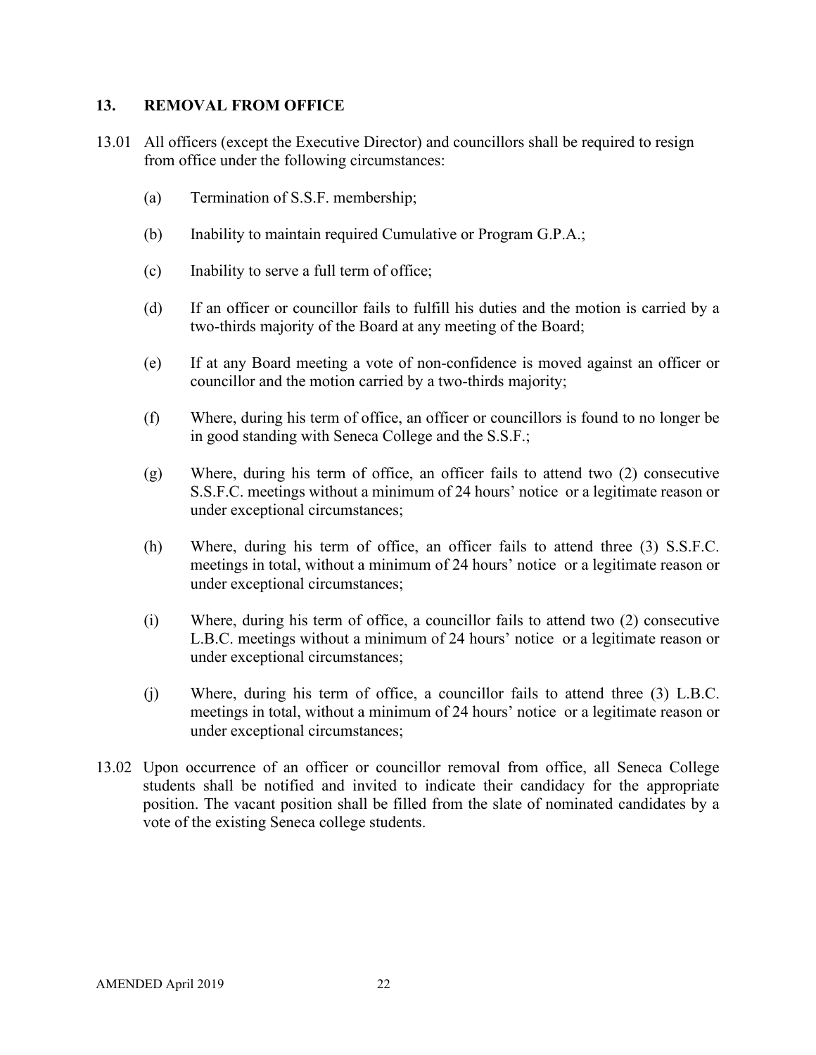## 13. REMOVAL FROM OFFICE

13.01 All officers (except the Executive Director) and councillors shall be required to resign from office under the following circumstances:

(a) Termination of S.S.F. membership;

(b) Inability to maintain required Cumulative or Program G.P.A.;

(c) Inability to serve a full term of office;

(d) If an officer or councillor fails to fulfill his duties and the motion is carried by a two-thirds majority of the Board at any meeting of the Board;

(e) If at any Board meeting a vote of non-confidence is moved against an officer or councillor and the motion carried by a two-thirds majority;

(f) Where, during his term of office, an officer or councillors is found to no longer be in good standing with Seneca College and the S.S.F.;

(g) Where, during his term of office, an officer fails to attend two (2) consecutive S.S.F.C. meetings without a minimum of 24 hours' notice or a legitimate reason or under exceptional circumstances;

(h) Where, during his term of office, an officer fails to attend three (3) S.S.F.C. meetings in total, without a minimum of 24 hours' notice or a legitimate reason or under exceptional circumstances;

(i) Where, during his term of office, a councillor fails to attend two (2) consecutive L.B.C. meetings without a minimum of 24 hours' notice or a legitimate reason or under exceptional circumstances;

(j) Where, during his term of office, a councillor fails to attend three (3) L.B.C. meetings in total, without a minimum of 24 hours' notice or a legitimate reason or under exceptional circumstances;

13.02 Upon occurrence of an officer or councillor removal from office, all Seneca College students shall be notified and invited to indicate their candidacy for the appropriate position. The vacant position shall be filled from the slate of nominated candidates by a vote of the existing Seneca college students.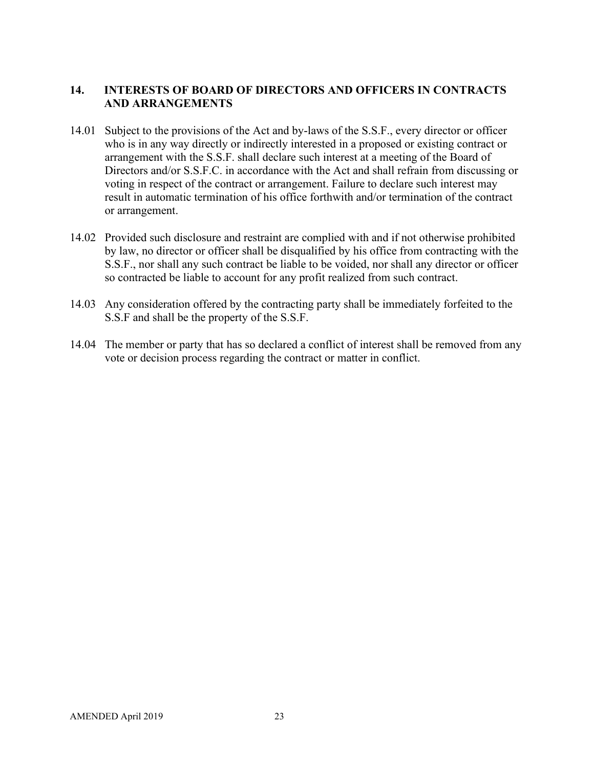## 14. INTERESTS OF BOARD OF DIRECTORS AND OFFICERS IN CONTRACTS AND ARRANGEMENTS

14.01 Subject to the provisions of the Act and by-laws of the S.S.F., every director or officer who is in any way directly or indirectly interested in a proposed or existing contract or arrangement with the S.S.F. shall declare such interest at a meeting of the Board of Directors and/or S.S.F.C. in accordance with the Act and shall refrain from discussing or voting in respect of the contract or arrangement. Failure to declare such interest may result in automatic termination of his office forthwith and/or termination of the contract or arrangement.

14.02 Provided such disclosure and restraint are complied with and if not otherwise prohibited by law, no director or officer shall be disqualified by his office from contracting with the S.S.F., nor shall any such contract be liable to be voided, nor shall any director or officer so contracted be liable to account for any profit realized from such contract.

14.03 Any consideration offered by the contracting party shall be immediately forfeited to the S.S.F and shall be the property of the S.S.F.

14.04 The member or party that has so declared a conflict of interest shall be removed from any vote or decision process regarding the contract or matter in conflict.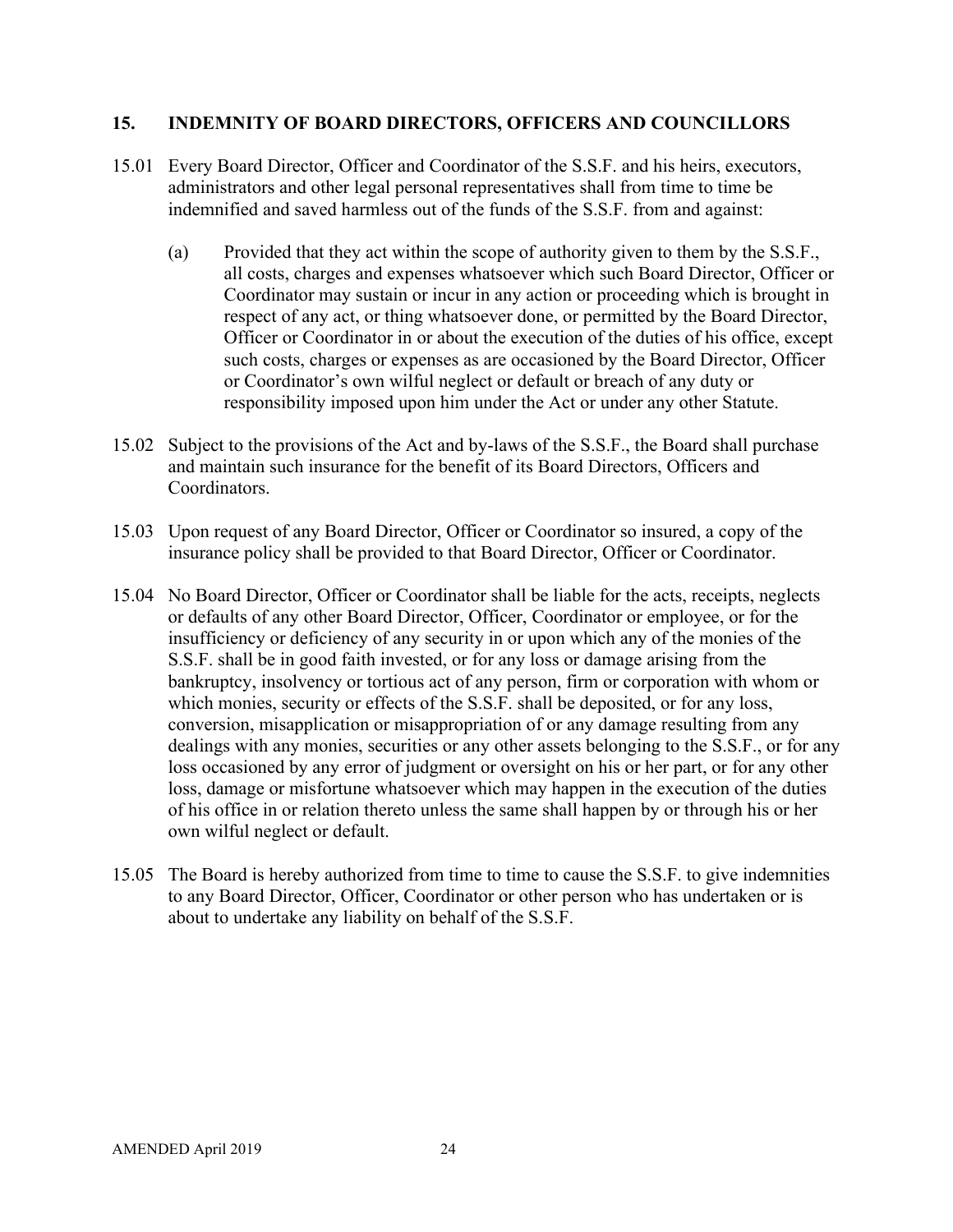## 15. INDEMNITY OF BOARD DIRECTORS, OFFICERS AND COUNCILLORS

15.01 Every Board Director, Officer and Coordinator of the S.S.F. and his heirs, executors, administrators and other legal personal representatives shall from time to time be indemnified and saved harmless out of the funds of the S.S.F. from and against:

(a) Provided that they act within the scope of authority given to them by the S.S.F., all costs, charges and expenses whatsoever which such Board Director, Officer or Coordinator may sustain or incur in any action or proceeding which is brought in respect of any act, or thing whatsoever done, or permitted by the Board Director, Officer or Coordinator in or about the execution of the duties of his office, except such costs, charges or expenses as are occasioned by the Board Director, Officer or Coordinator's own wilful neglect or default or breach of any duty or responsibility imposed upon him under the Act or under any other Statute.

15.02 Subject to the provisions of the Act and by-laws of the S.S.F., the Board shall purchase and maintain such insurance for the benefit of its Board Directors, Officers and Coordinators.

15.03 Upon request of any Board Director, Officer or Coordinator so insured, a copy of the insurance policy shall be provided to that Board Director, Officer or Coordinator.

15.04 No Board Director, Officer or Coordinator shall be liable for the acts, receipts, neglects or defaults of any other Board Director, Officer, Coordinator or employee, or for the insufficiency or deficiency of any security in or upon which any of the monies of the S.S.F. shall be in good faith invested, or for any loss or damage arising from the bankruptcy, insolvency or tortious act of any person, firm or corporation with whom or which monies, security or effects of the S.S.F. shall be deposited, or for any loss, conversion, misapplication or misappropriation of or any damage resulting from any dealings with any monies, securities or any other assets belonging to the S.S.F., or for any loss occasioned by any error of judgment or oversight on his or her part, or for any other loss, damage or misfortune whatsoever which may happen in the execution of the duties of his office in or relation thereto unless the same shall happen by or through his or her own wilful neglect or default.

15.05 The Board is hereby authorized from time to time to cause the S.S.F. to give indemnities to any Board Director, Officer, Coordinator or other person who has undertaken or is about to undertake any liability on behalf of the S.S.F.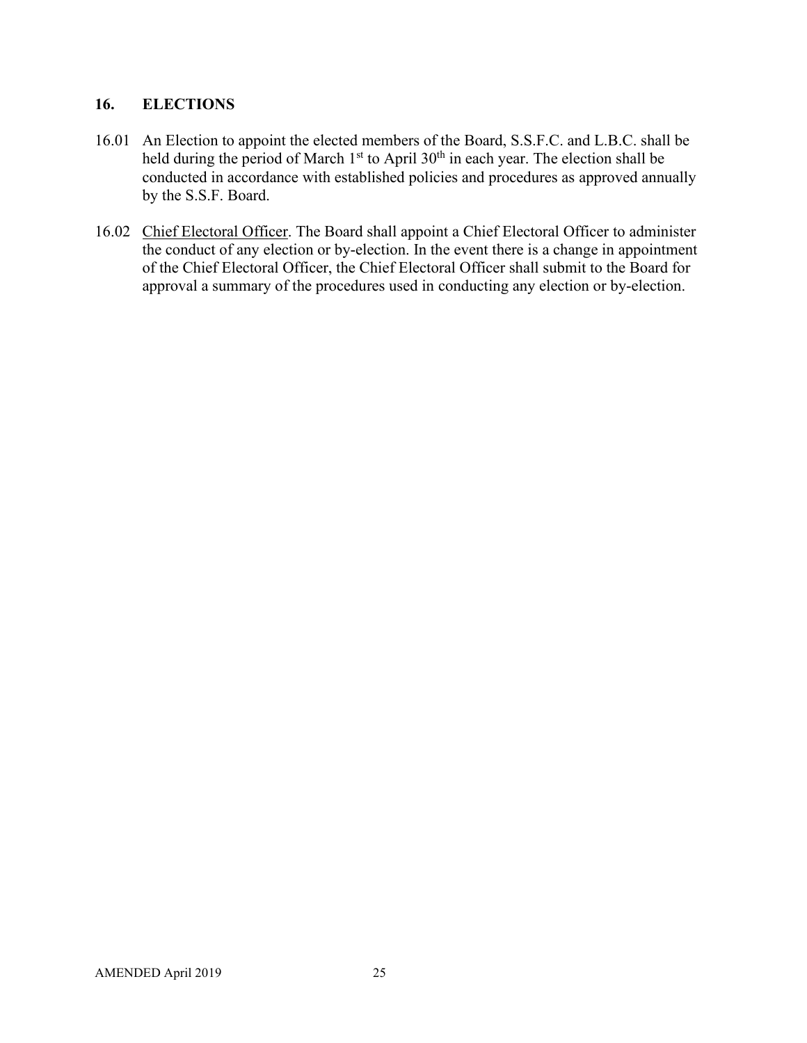## 16. ELECTIONS

16.01 An Election to appoint the elected members of the Board, S.S.F.C. and L.B.C. shall be held during the period of March 1st to April 30th in each year. The election shall be conducted in accordance with established policies and procedures as approved annually by the S.S.F. Board.

16.02 Chief Electoral Officer. The Board shall appoint a Chief Electoral Officer to administer the conduct of any election or by-election. In the event there is a change in appointment of the Chief Electoral Officer, the Chief Electoral Officer shall submit to the Board for approval a summary of the procedures used in conducting any election or by-election.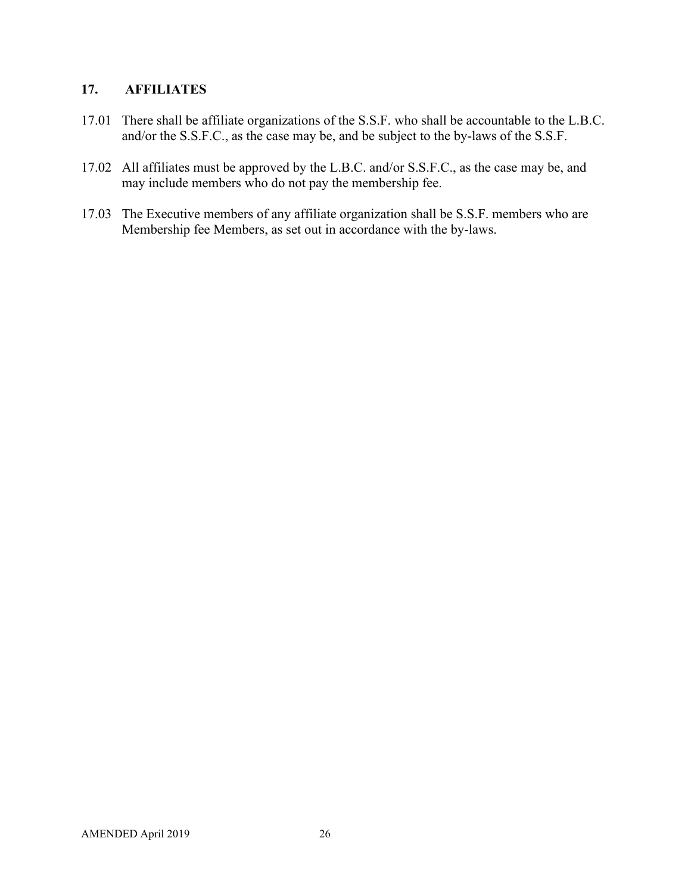## 17. AFFILIATES

17.01 There shall be affiliate organizations of the S.S.F. who shall be accountable to the L.B.C. and/or the S.S.F.C., as the case may be, and be subject to the by-laws of the S.S.F.

17.02 All affiliates must be approved by the L.B.C. and/or S.S.F.C., as the case may be, and may include members who do not pay the membership fee.

17.03 The Executive members of any affiliate organization shall be S.S.F. members who are Membership fee Members, as set out in accordance with the by-laws.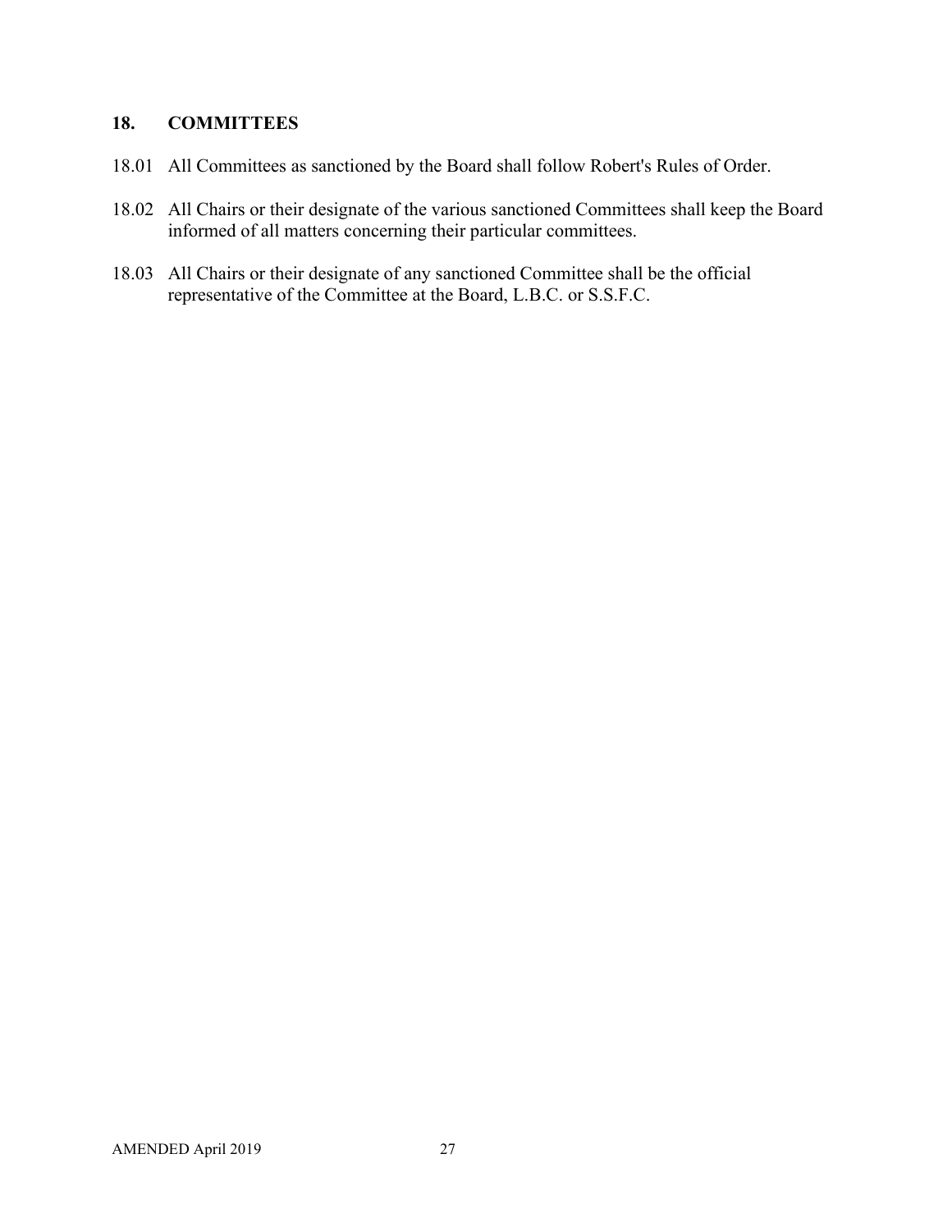## 18. COMMITTEES

18.01 All Committees as sanctioned by the Board shall follow Robert's Rules of Order.

18.02 All Chairs or their designate of the various sanctioned Committees shall keep the Board informed of all matters concerning their particular committees.

18.03 All Chairs or their designate of any sanctioned Committee shall be the official representative of the Committee at the Board, L.B.C. or S.S.F.C.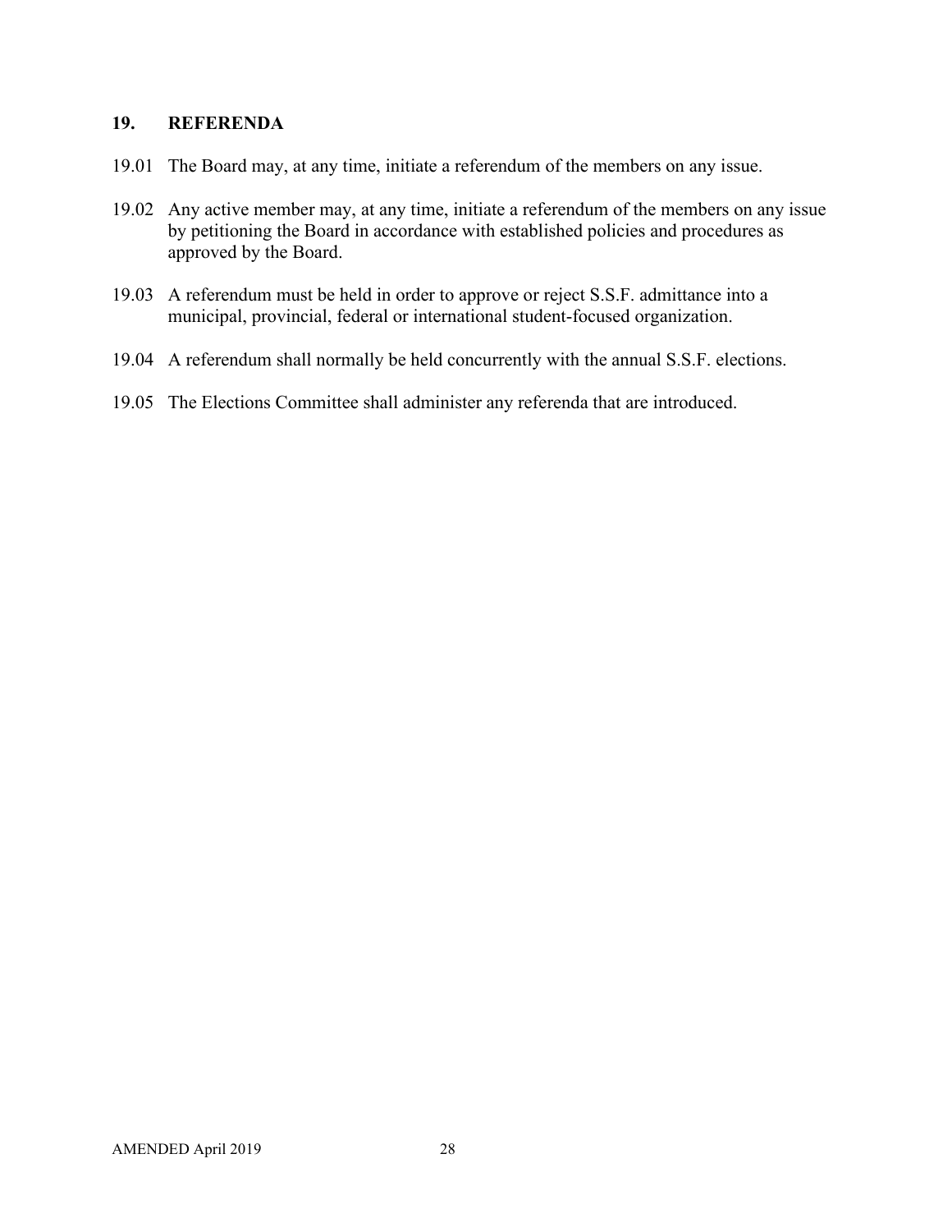## 19. REFERENDA

19.01 The Board may, at any time, initiate a referendum of the members on any issue.

19.02 Any active member may, at any time, initiate a referendum of the members on any issue by petitioning the Board in accordance with established policies and procedures as approved by the Board.

19.03 A referendum must be held in order to approve or reject S.S.F. admittance into a municipal, provincial, federal or international student-focused organization.

19.04 A referendum shall normally be held concurrently with the annual S.S.F. elections.

19.05 The Elections Committee shall administer any referenda that are introduced.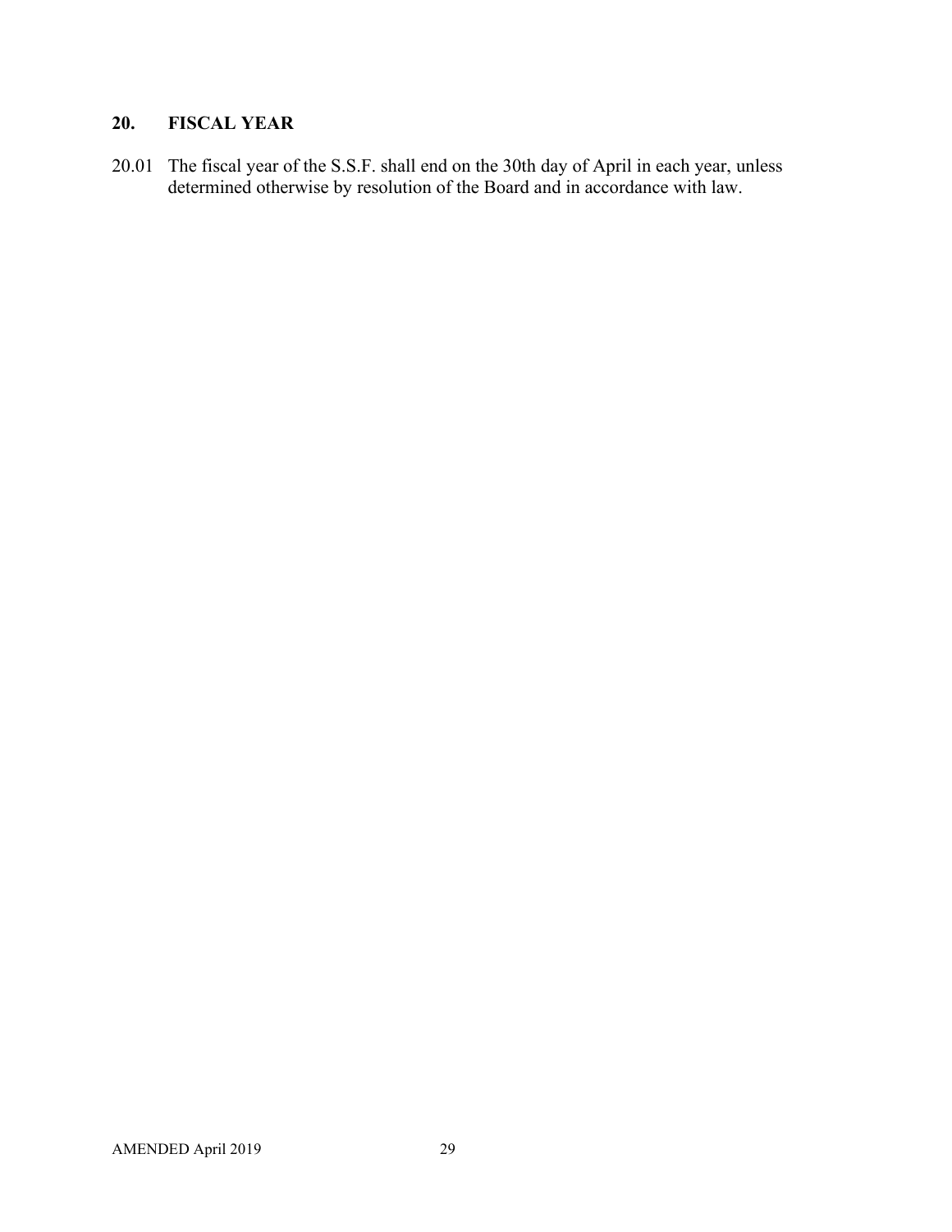## 20. FISCAL YEAR

20.01 The fiscal year of the S.S.F. shall end on the 30th day of April in each year, unless determined otherwise by resolution of the Board and in accordance with law.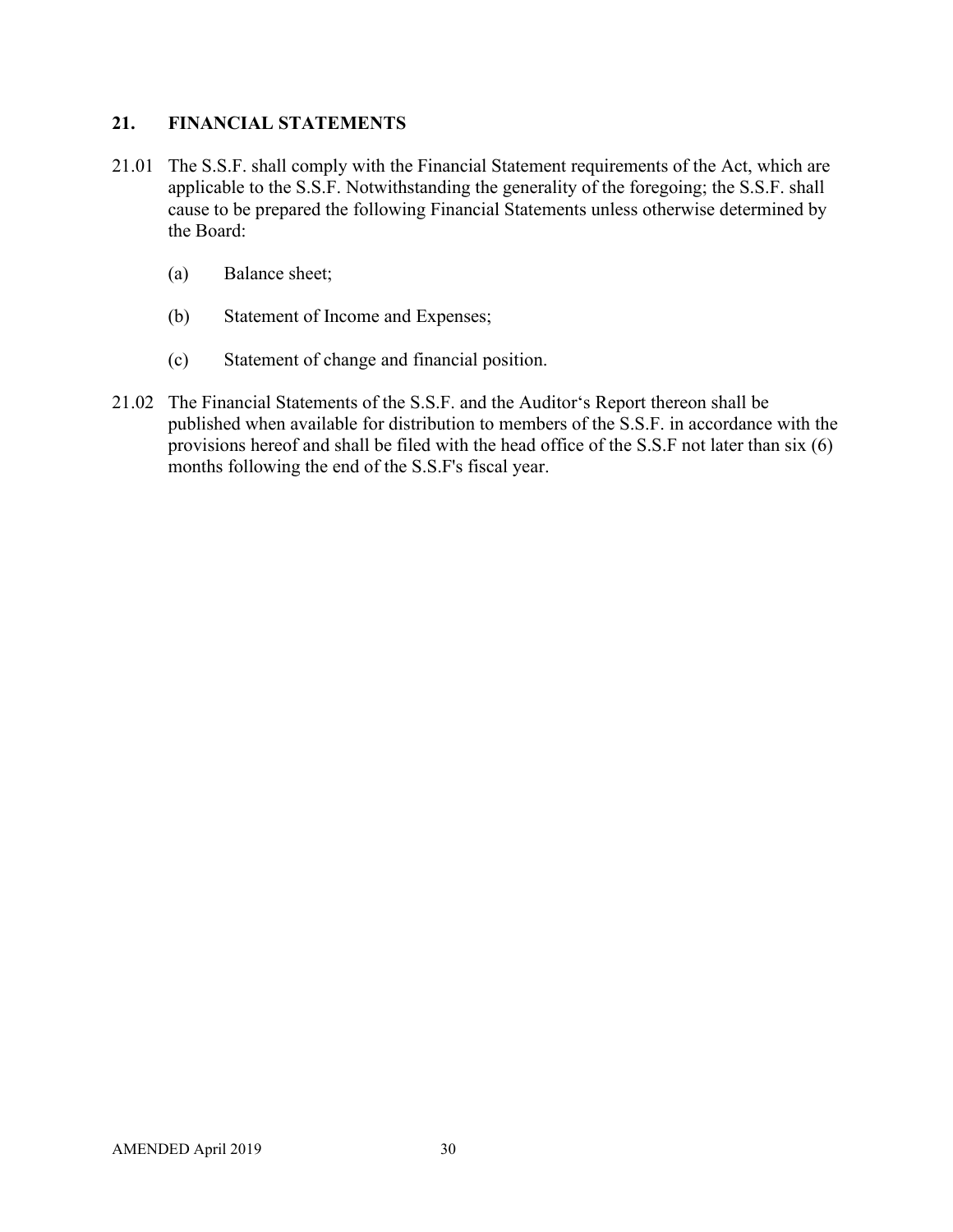## 21. FINANCIAL STATEMENTS

21.01 The S.S.F. shall comply with the Financial Statement requirements of the Act, which are applicable to the S.S.F. Notwithstanding the generality of the foregoing; the S.S.F. shall cause to be prepared the following Financial Statements unless otherwise determined by the Board:

(a) Balance sheet;

(b) Statement of Income and Expenses;

(c) Statement of change and financial position.

21.02 The Financial Statements of the S.S.F. and the Auditor's Report thereon shall be published when available for distribution to members of the S.S.F. in accordance with the provisions hereof and shall be filed with the head office of the S.S.F not later than six (6) months following the end of the S.S.F's fiscal year.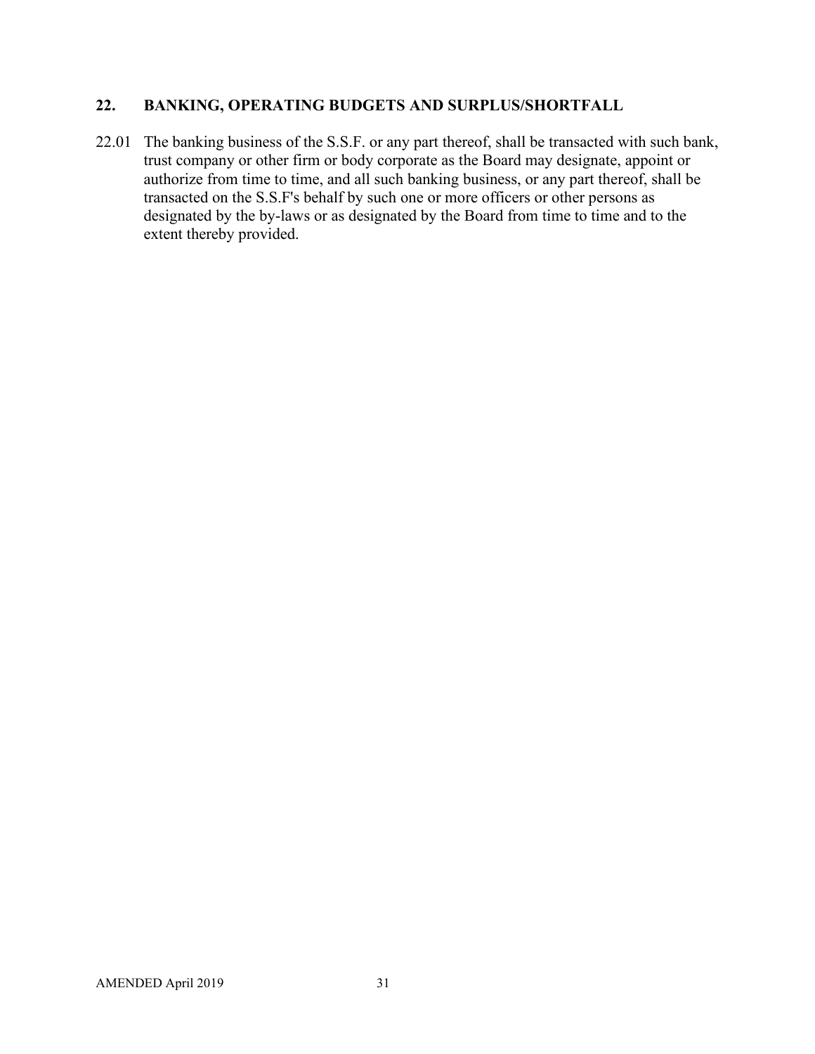## 22. BANKING, OPERATING BUDGETS AND SURPLUS/SHORTFALL

22.01 The banking business of the S.S.F. or any part thereof, shall be transacted with such bank, trust company or other firm or body corporate as the Board may designate, appoint or authorize from time to time, and all such banking business, or any part thereof, shall be transacted on the S.S.F's behalf by such one or more officers or other persons as designated by the by-laws or as designated by the Board from time to time and to the extent thereby provided.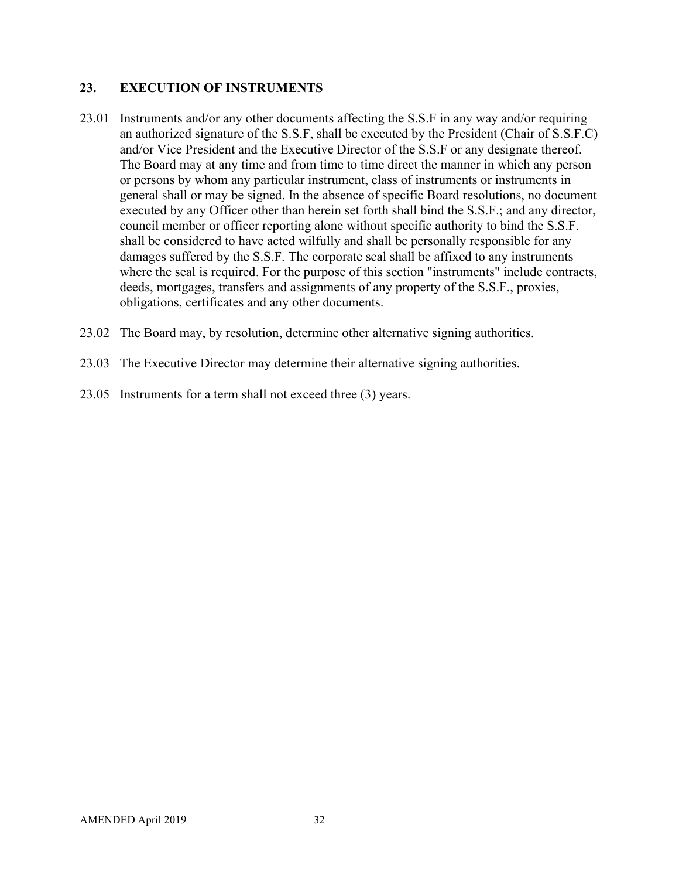## 23. EXECUTION OF INSTRUMENTS

23.01 Instruments and/or any other documents affecting the S.S.F in any way and/or requiring an authorized signature of the S.S.F, shall be executed by the President (Chair of S.S.F.C) and/or Vice President and the Executive Director of the S.S.F or any designate thereof. The Board may at any time and from time to time direct the manner in which any person or persons by whom any particular instrument, class of instruments or instruments in general shall or may be signed. In the absence of specific Board resolutions, no document executed by any Officer other than herein set forth shall bind the S.S.F.; and any director, council member or officer reporting alone without specific authority to bind the S.S.F. shall be considered to have acted wilfully and shall be personally responsible for any damages suffered by the S.S.F. The corporate seal shall be affixed to any instruments where the seal is required. For the purpose of this section "instruments" include contracts, deeds, mortgages, transfers and assignments of any property of the S.S.F., proxies, obligations, certificates and any other documents.

23.02 The Board may, by resolution, determine other alternative signing authorities.

23.03 The Executive Director may determine their alternative signing authorities.

23.05 Instruments for a term shall not exceed three (3) years.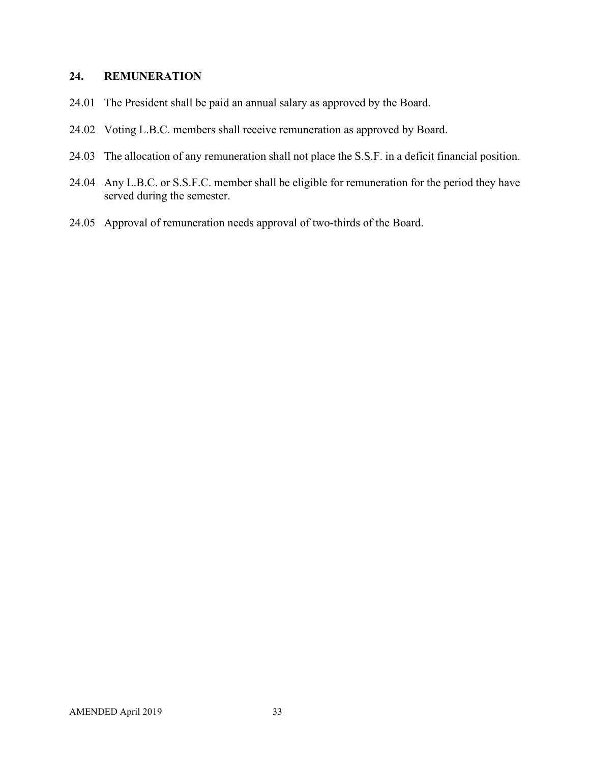## 24. REMUNERATION

24.01 The President shall be paid an annual salary as approved by the Board.

24.02 Voting L.B.C. members shall receive remuneration as approved by Board.

24.03 The allocation of any remuneration shall not place the S.S.F. in a deficit financial position.

24.04 Any L.B.C. or S.S.F.C. member shall be eligible for remuneration for the period they have served during the semester.

24.05 Approval of remuneration needs approval of two-thirds of the Board.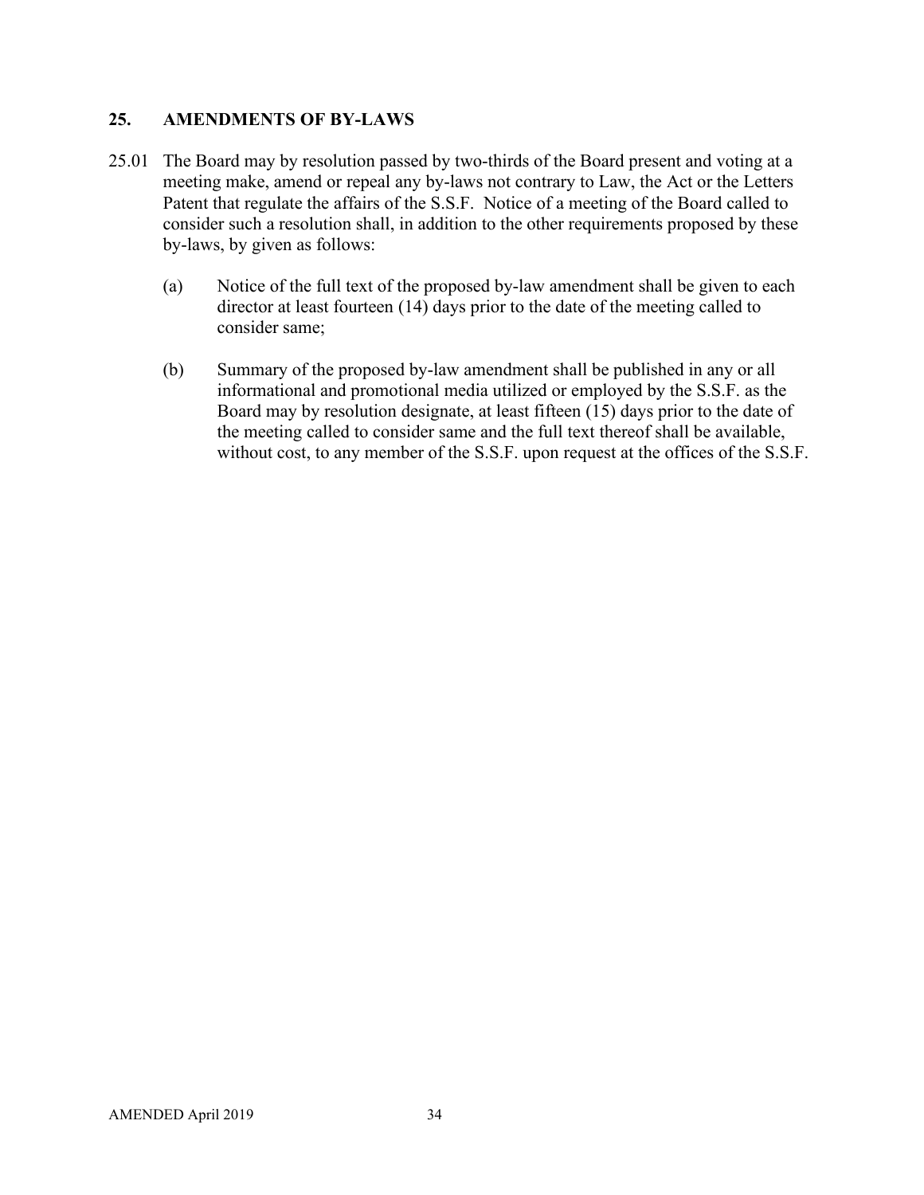## 25. AMENDMENTS OF BY-LAWS

25.01 The Board may by resolution passed by two-thirds of the Board present and voting at a meeting make, amend or repeal any by-laws not contrary to Law, the Act or the Letters Patent that regulate the affairs of the S.S.F. Notice of a meeting of the Board called to consider such a resolution shall, in addition to the other requirements proposed by these by-laws, by given as follows:

(a) Notice of the full text of the proposed by-law amendment shall be given to each director at least fourteen (14) days prior to the date of the meeting called to consider same;

(b) Summary of the proposed by-law amendment shall be published in any or all informational and promotional media utilized or employed by the S.S.F. as the Board may by resolution designate, at least fifteen (15) days prior to the date of the meeting called to consider same and the full text thereof shall be available, without cost, to any member of the S.S.F. upon request at the offices of the S.S.F.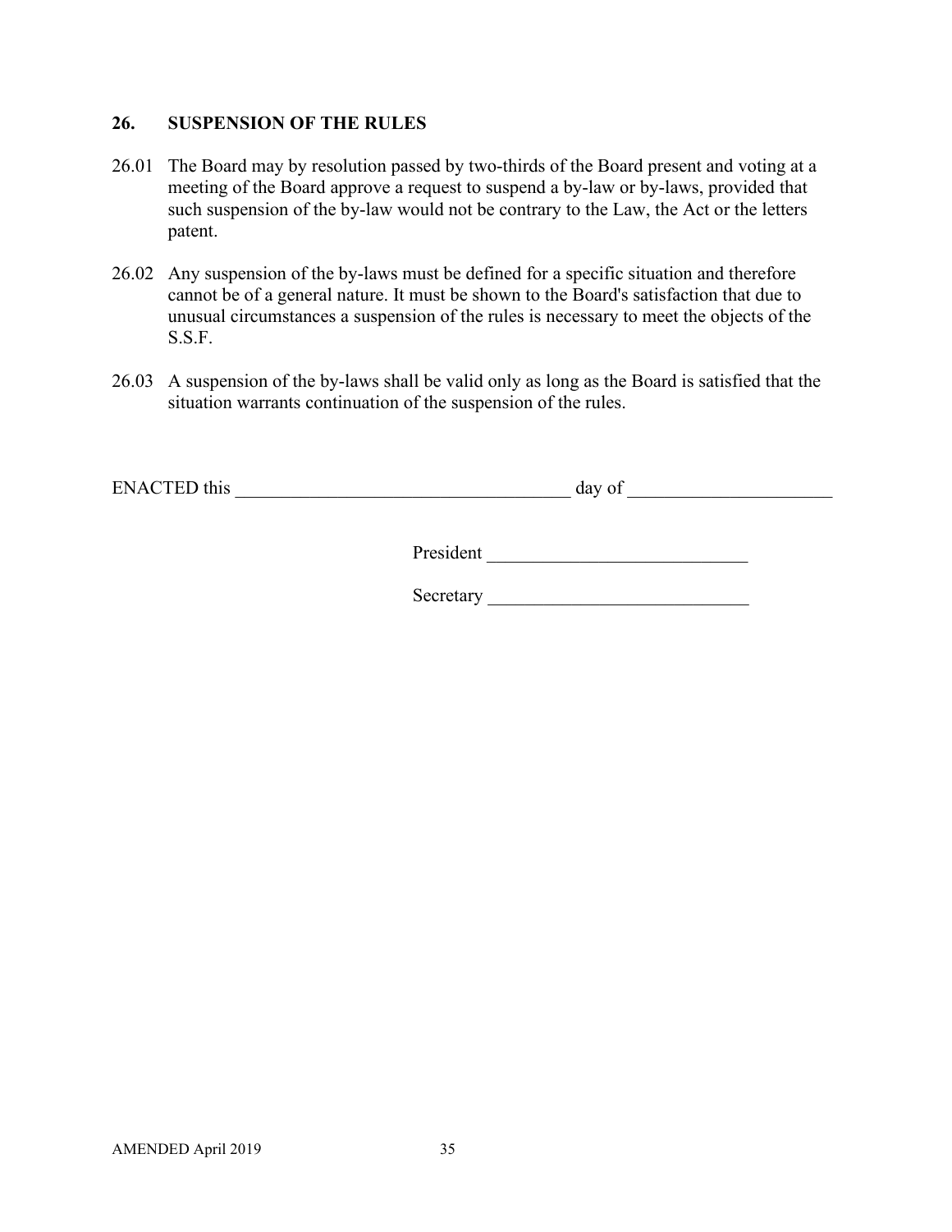## 26. SUSPENSION OF THE RULES

26.01 The Board may by resolution passed by two-thirds of the Board present and voting at a meeting of the Board approve a request to suspend a by-law or by-laws, provided that such suspension of the by-law would not be contrary to the Law, the Act or the letters patent.

26.02 Any suspension of the by-laws must be defined for a specific situation and therefore cannot be of a general nature. It must be shown to the Board's satisfaction that due to unusual circumstances a suspension of the rules is necessary to meet the objects of the S.S.F.

26.03 A suspension of the by-laws shall be valid only as long as the Board is satisfied that the situation warrants continuation of the suspension of the rules.

ENACTED this ____________________________________ day of ______________________

President ____________________________

Secretary ____________________________

AMENDED April 2019